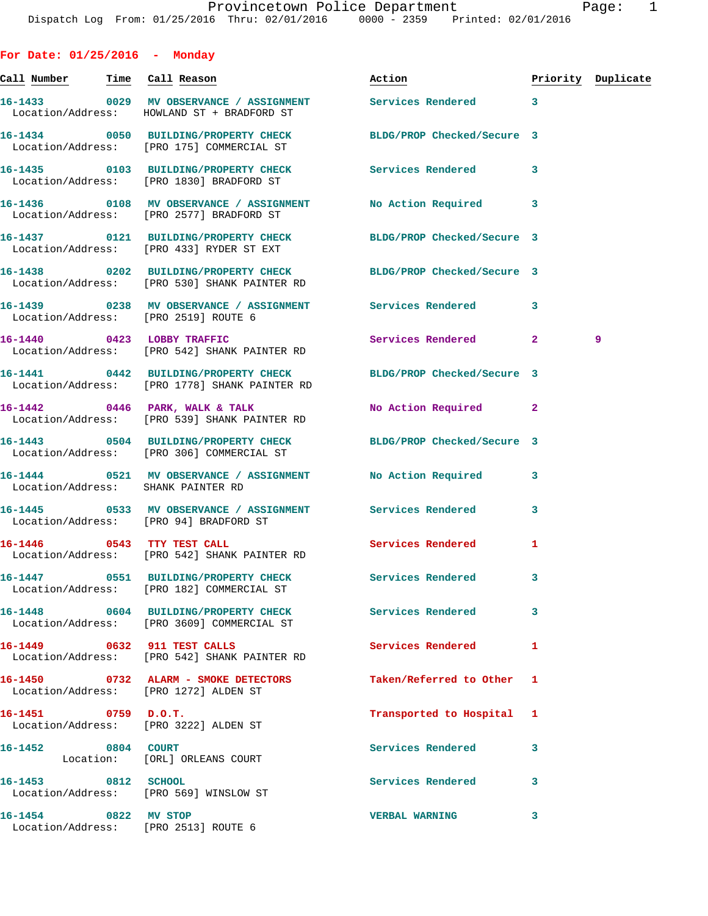Provincetown Police Department
Dispatch Log From: 01/25/2016 Thru: 02/01/2016 0000 - 2359 Printed: 02/01/2016

## For Date: 01/25/2016 - Monday

| Call Number | Time | Call Reason | Action | Priority | Duplicate |
|---|---|---|---|---|---|
| 16-1433 | 0029 | MV OBSERVANCE / ASSIGNMENT | Services Rendered | 3 | |
| Location/Address: | | HOWLAND ST + BRADFORD ST | | | |
| 16-1434 | 0050 | BUILDING/PROPERTY CHECK | BLDG/PROP Checked/Secure | 3 | |
| Location/Address: | | [PRO 175] COMMERCIAL ST | | | |
| 16-1435 | 0103 | BUILDING/PROPERTY CHECK | Services Rendered | 3 | |
| Location/Address: | | [PRO 1830] BRADFORD ST | | | |
| 16-1436 | 0108 | MV OBSERVANCE / ASSIGNMENT | No Action Required | 3 | |
| Location/Address: | | [PRO 2577] BRADFORD ST | | | |
| 16-1437 | 0121 | BUILDING/PROPERTY CHECK | BLDG/PROP Checked/Secure | 3 | |
| Location/Address: | | [PRO 433] RYDER ST EXT | | | |
| 16-1438 | 0202 | BUILDING/PROPERTY CHECK | BLDG/PROP Checked/Secure | 3 | |
| Location/Address: | | [PRO 530] SHANK PAINTER RD | | | |
| 16-1439 | 0238 | MV OBSERVANCE / ASSIGNMENT | Services Rendered | 3 | |
| Location/Address: | | [PRO 2519] ROUTE 6 | | | |
| 16-1440 | 0423 | LOBBY TRAFFIC | Services Rendered | 2 | 9 |
| Location/Address: | | [PRO 542] SHANK PAINTER RD | | | |
| 16-1441 | 0442 | BUILDING/PROPERTY CHECK | BLDG/PROP Checked/Secure | 3 | |
| Location/Address: | | [PRO 1778] SHANK PAINTER RD | | | |
| 16-1442 | 0446 | PARK, WALK & TALK | No Action Required | 2 | |
| Location/Address: | | [PRO 539] SHANK PAINTER RD | | | |
| 16-1443 | 0504 | BUILDING/PROPERTY CHECK | BLDG/PROP Checked/Secure | 3 | |
| Location/Address: | | [PRO 306] COMMERCIAL ST | | | |
| 16-1444 | 0521 | MV OBSERVANCE / ASSIGNMENT | No Action Required | 3 | |
| Location/Address: | | SHANK PAINTER RD | | | |
| 16-1445 | 0533 | MV OBSERVANCE / ASSIGNMENT | Services Rendered | 3 | |
| Location/Address: | | [PRO 94] BRADFORD ST | | | |
| 16-1446 | 0543 | TTY TEST CALL | Services Rendered | 1 | |
| Location/Address: | | [PRO 542] SHANK PAINTER RD | | | |
| 16-1447 | 0551 | BUILDING/PROPERTY CHECK | Services Rendered | 3 | |
| Location/Address: | | [PRO 182] COMMERCIAL ST | | | |
| 16-1448 | 0604 | BUILDING/PROPERTY CHECK | Services Rendered | 3 | |
| Location/Address: | | [PRO 3609] COMMERCIAL ST | | | |
| 16-1449 | 0632 | 911 TEST CALLS | Services Rendered | 1 | |
| Location/Address: | | [PRO 542] SHANK PAINTER RD | | | |
| 16-1450 | 0732 | ALARM - SMOKE DETECTORS | Taken/Referred to Other | 1 | |
| Location/Address: | | [PRO 1272] ALDEN ST | | | |
| 16-1451 | 0759 | D.O.T. | Transported to Hospital | 1 | |
| Location/Address: | | [PRO 3222] ALDEN ST | | | |
| 16-1452 | 0804 | COURT | Services Rendered | 3 | |
| Location: | | [ORL] ORLEANS COURT | | | |
| 16-1453 | 0812 | SCHOOL | Services Rendered | 3 | |
| Location/Address: | | [PRO 569] WINSLOW ST | | | |
| 16-1454 | 0822 | MV STOP | VERBAL WARNING | 3 | |
| Location/Address: | | [PRO 2513] ROUTE 6 | | | |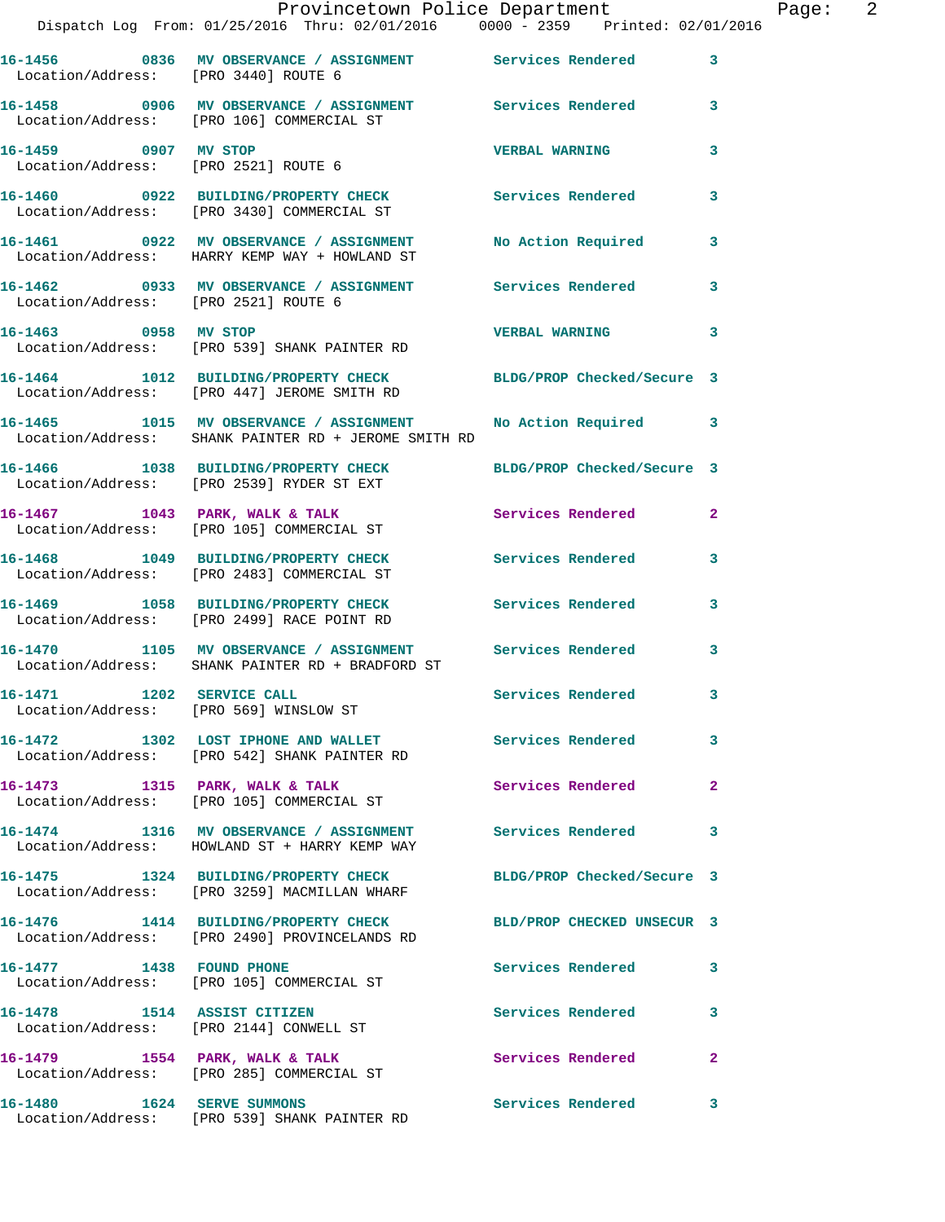| Call # | Time | Call Reason | Action | Priority |
|---|---|---|---|---|
| 16-1456 | 0836 | MV OBSERVANCE / ASSIGNMENT | Services Rendered | 3 |
| Location/Address: [PRO 3440] ROUTE 6 | | | | |
| 16-1458 | 0906 | MV OBSERVANCE / ASSIGNMENT | Services Rendered | 3 |
| Location/Address: [PRO 106] COMMERCIAL ST | | | | |
| 16-1459 | 0907 | MV STOP | VERBAL WARNING | 3 |
| Location/Address: [PRO 2521] ROUTE 6 | | | | |
| 16-1460 | 0922 | BUILDING/PROPERTY CHECK | Services Rendered | 3 |
| Location/Address: [PRO 3430] COMMERCIAL ST | | | | |
| 16-1461 | 0922 | MV OBSERVANCE / ASSIGNMENT | No Action Required | 3 |
| Location/Address: HARRY KEMP WAY + HOWLAND ST | | | | |
| 16-1462 | 0933 | MV OBSERVANCE / ASSIGNMENT | Services Rendered | 3 |
| Location/Address: [PRO 2521] ROUTE 6 | | | | |
| 16-1463 | 0958 | MV STOP | VERBAL WARNING | 3 |
| Location/Address: [PRO 539] SHANK PAINTER RD | | | | |
| 16-1464 | 1012 | BUILDING/PROPERTY CHECK | BLDG/PROP Checked/Secure | 3 |
| Location/Address: [PRO 447] JEROME SMITH RD | | | | |
| 16-1465 | 1015 | MV OBSERVANCE / ASSIGNMENT | No Action Required | 3 |
| Location/Address: SHANK PAINTER RD + JEROME SMITH RD | | | | |
| 16-1466 | 1038 | BUILDING/PROPERTY CHECK | BLDG/PROP Checked/Secure | 3 |
| Location/Address: [PRO 2539] RYDER ST EXT | | | | |
| 16-1467 | 1043 | PARK, WALK & TALK | Services Rendered | 2 |
| Location/Address: [PRO 105] COMMERCIAL ST | | | | |
| 16-1468 | 1049 | BUILDING/PROPERTY CHECK | Services Rendered | 3 |
| Location/Address: [PRO 2483] COMMERCIAL ST | | | | |
| 16-1469 | 1058 | BUILDING/PROPERTY CHECK | Services Rendered | 3 |
| Location/Address: [PRO 2499] RACE POINT RD | | | | |
| 16-1470 | 1105 | MV OBSERVANCE / ASSIGNMENT | Services Rendered | 3 |
| Location/Address: SHANK PAINTER RD + BRADFORD ST | | | | |
| 16-1471 | 1202 | SERVICE CALL | Services Rendered | 3 |
| Location/Address: [PRO 569] WINSLOW ST | | | | |
| 16-1472 | 1302 | LOST IPHONE AND WALLET | Services Rendered | 3 |
| Location/Address: [PRO 542] SHANK PAINTER RD | | | | |
| 16-1473 | 1315 | PARK, WALK & TALK | Services Rendered | 2 |
| Location/Address: [PRO 105] COMMERCIAL ST | | | | |
| 16-1474 | 1316 | MV OBSERVANCE / ASSIGNMENT | Services Rendered | 3 |
| Location/Address: HOWLAND ST + HARRY KEMP WAY | | | | |
| 16-1475 | 1324 | BUILDING/PROPERTY CHECK | BLDG/PROP Checked/Secure | 3 |
| Location/Address: [PRO 3259] MACMILLAN WHARF | | | | |
| 16-1476 | 1414 | BUILDING/PROPERTY CHECK | BLD/PROP CHECKED UNSECUR | 3 |
| Location/Address: [PRO 2490] PROVINCELANDS RD | | | | |
| 16-1477 | 1438 | FOUND PHONE | Services Rendered | 3 |
| Location/Address: [PRO 105] COMMERCIAL ST | | | | |
| 16-1478 | 1514 | ASSIST CITIZEN | Services Rendered | 3 |
| Location/Address: [PRO 2144] CONWELL ST | | | | |
| 16-1479 | 1554 | PARK, WALK & TALK | Services Rendered | 2 |
| Location/Address: [PRO 285] COMMERCIAL ST | | | | |
| 16-1480 | 1624 | SERVE SUMMONS | Services Rendered | 3 |
| Location/Address: [PRO 539] SHANK PAINTER RD | | | | |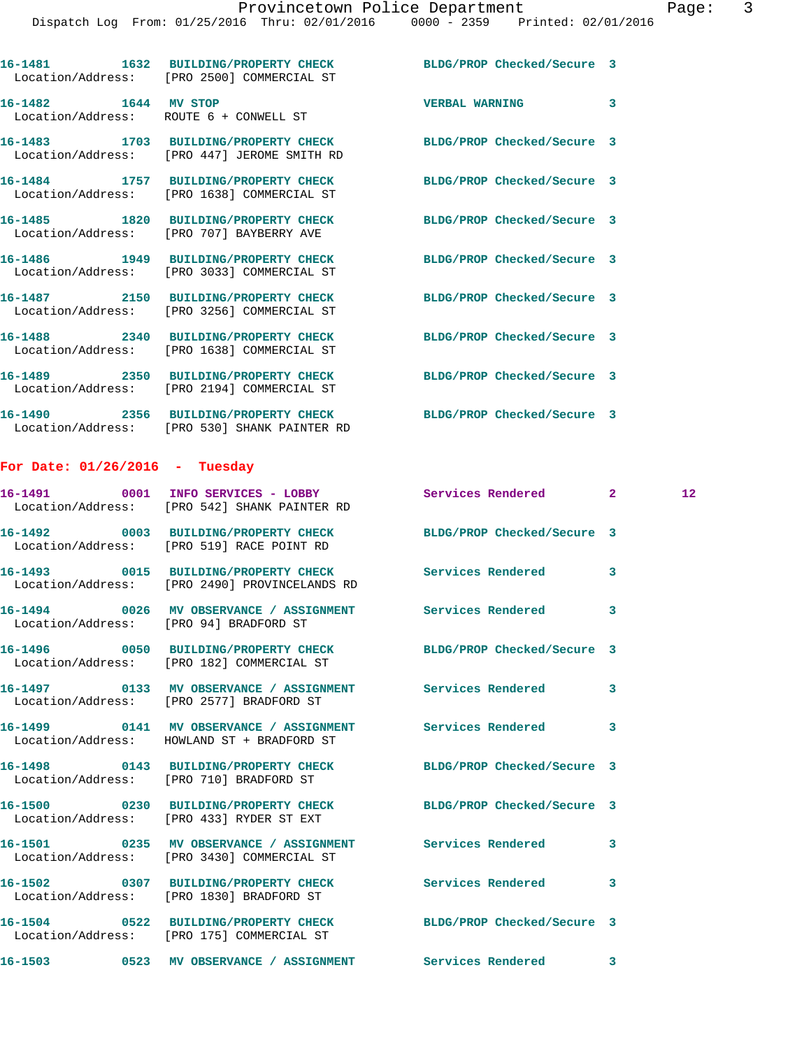16-1481 1632 BUILDING/PROPERTY CHECK BLDG/PROP Checked/Secure 3
Location/Address: [PRO 2500] COMMERCIAL ST

16-1482 1644 MV STOP VERBAL WARNING 3
Location/Address: ROUTE 6 + CONWELL ST

16-1483 1703 BUILDING/PROPERTY CHECK BLDG/PROP Checked/Secure 3
Location/Address: [PRO 447] JEROME SMITH RD

16-1484 1757 BUILDING/PROPERTY CHECK BLDG/PROP Checked/Secure 3
Location/Address: [PRO 1638] COMMERCIAL ST

16-1485 1820 BUILDING/PROPERTY CHECK BLDG/PROP Checked/Secure 3
Location/Address: [PRO 707] BAYBERRY AVE

16-1486 1949 BUILDING/PROPERTY CHECK BLDG/PROP Checked/Secure 3
Location/Address: [PRO 3033] COMMERCIAL ST

16-1487 2150 BUILDING/PROPERTY CHECK BLDG/PROP Checked/Secure 3
Location/Address: [PRO 3256] COMMERCIAL ST

16-1488 2340 BUILDING/PROPERTY CHECK BLDG/PROP Checked/Secure 3
Location/Address: [PRO 1638] COMMERCIAL ST

16-1489 2350 BUILDING/PROPERTY CHECK BLDG/PROP Checked/Secure 3
Location/Address: [PRO 2194] COMMERCIAL ST

16-1490 2356 BUILDING/PROPERTY CHECK BLDG/PROP Checked/Secure 3
Location/Address: [PRO 530] SHANK PAINTER RD

**For Date: 01/26/2016 - Tuesday**

16-1491 0001 INFO SERVICES - LOBBY Services Rendered 2 12
Location/Address: [PRO 542] SHANK PAINTER RD

16-1492 0003 BUILDING/PROPERTY CHECK BLDG/PROP Checked/Secure 3
Location/Address: [PRO 519] RACE POINT RD

16-1493 0015 BUILDING/PROPERTY CHECK Services Rendered 3
Location/Address: [PRO 2490] PROVINCELANDS RD

16-1494 0026 MV OBSERVANCE / ASSIGNMENT Services Rendered 3
Location/Address: [PRO 94] BRADFORD ST

16-1496 0050 BUILDING/PROPERTY CHECK BLDG/PROP Checked/Secure 3
Location/Address: [PRO 182] COMMERCIAL ST

16-1497 0133 MV OBSERVANCE / ASSIGNMENT Services Rendered 3
Location/Address: [PRO 2577] BRADFORD ST

16-1499 0141 MV OBSERVANCE / ASSIGNMENT Services Rendered 3
Location/Address: HOWLAND ST + BRADFORD ST

16-1498 0143 BUILDING/PROPERTY CHECK BLDG/PROP Checked/Secure 3
Location/Address: [PRO 710] BRADFORD ST

16-1500 0230 BUILDING/PROPERTY CHECK BLDG/PROP Checked/Secure 3
Location/Address: [PRO 433] RYDER ST EXT

16-1501 0235 MV OBSERVANCE / ASSIGNMENT Services Rendered 3
Location/Address: [PRO 3430] COMMERCIAL ST

16-1502 0307 BUILDING/PROPERTY CHECK Services Rendered 3
Location/Address: [PRO 1830] BRADFORD ST

16-1504 0522 BUILDING/PROPERTY CHECK BLDG/PROP Checked/Secure 3
Location/Address: [PRO 175] COMMERCIAL ST

16-1503 0523 MV OBSERVANCE / ASSIGNMENT Services Rendered 3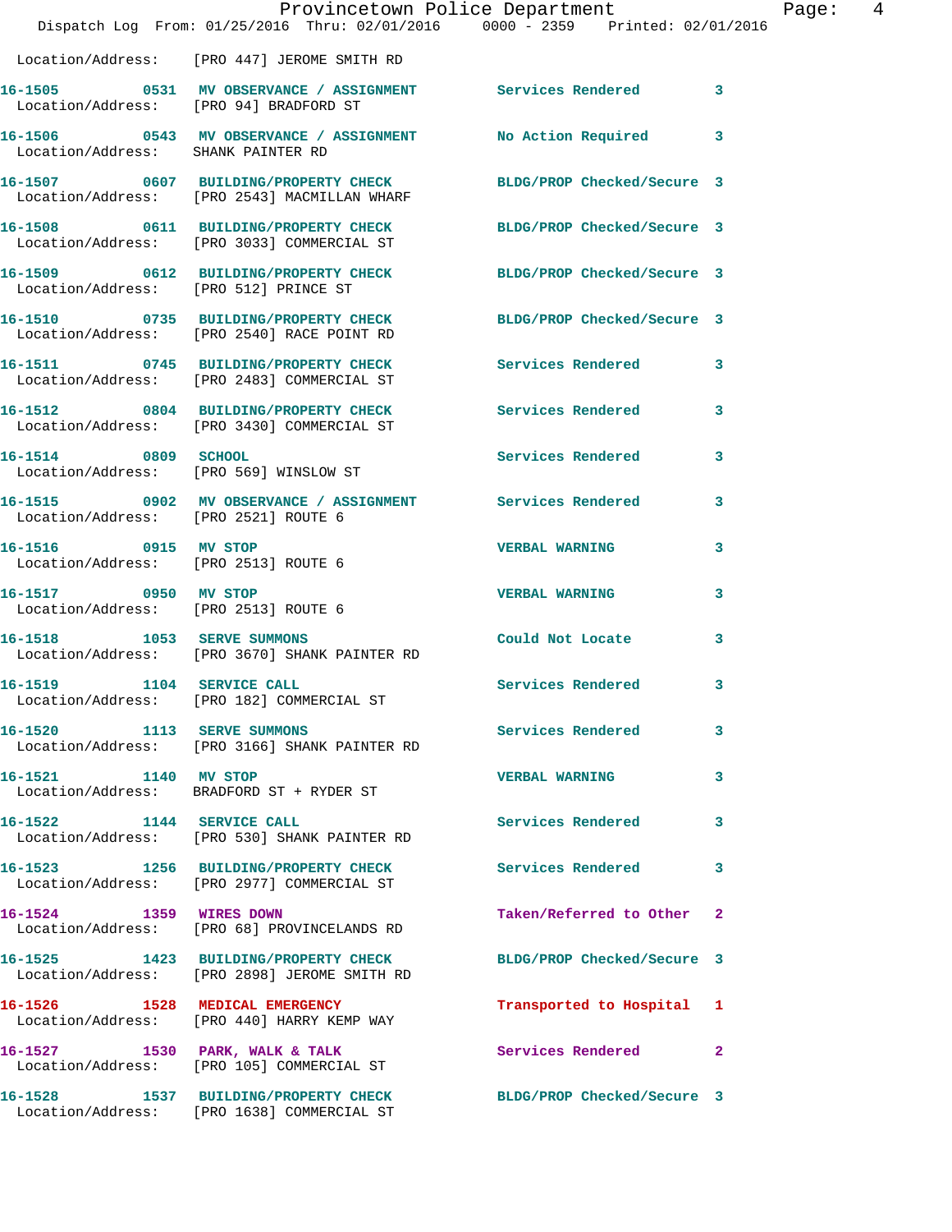Location/Address: [PRO 447] JEROME SMITH RD

| Call # | Time | Call Reason | Action | Priority |
|---|---|---|---|---|
| 16-1505 | 0531 | MV OBSERVANCE / ASSIGNMENT | Services Rendered | 3 |
| | | Location/Address: [PRO 94] BRADFORD ST | | |
| 16-1506 | 0543 | MV OBSERVANCE / ASSIGNMENT | No Action Required | 3 |
| | | Location/Address: SHANK PAINTER RD | | |
| 16-1507 | 0607 | BUILDING/PROPERTY CHECK | BLDG/PROP Checked/Secure | 3 |
| | | Location/Address: [PRO 2543] MACMILLAN WHARF | | |
| 16-1508 | 0611 | BUILDING/PROPERTY CHECK | BLDG/PROP Checked/Secure | 3 |
| | | Location/Address: [PRO 3033] COMMERCIAL ST | | |
| 16-1509 | 0612 | BUILDING/PROPERTY CHECK | BLDG/PROP Checked/Secure | 3 |
| | | Location/Address: [PRO 512] PRINCE ST | | |
| 16-1510 | 0735 | BUILDING/PROPERTY CHECK | BLDG/PROP Checked/Secure | 3 |
| | | Location/Address: [PRO 2540] RACE POINT RD | | |
| 16-1511 | 0745 | BUILDING/PROPERTY CHECK | Services Rendered | 3 |
| | | Location/Address: [PRO 2483] COMMERCIAL ST | | |
| 16-1512 | 0804 | BUILDING/PROPERTY CHECK | Services Rendered | 3 |
| | | Location/Address: [PRO 3430] COMMERCIAL ST | | |
| 16-1514 | 0809 | SCHOOL | Services Rendered | 3 |
| | | Location/Address: [PRO 569] WINSLOW ST | | |
| 16-1515 | 0902 | MV OBSERVANCE / ASSIGNMENT | Services Rendered | 3 |
| | | Location/Address: [PRO 2521] ROUTE 6 | | |
| 16-1516 | 0915 | MV STOP | VERBAL WARNING | 3 |
| | | Location/Address: [PRO 2513] ROUTE 6 | | |
| 16-1517 | 0950 | MV STOP | VERBAL WARNING | 3 |
| | | Location/Address: [PRO 2513] ROUTE 6 | | |
| 16-1518 | 1053 | SERVE SUMMONS | Could Not Locate | 3 |
| | | Location/Address: [PRO 3670] SHANK PAINTER RD | | |
| 16-1519 | 1104 | SERVICE CALL | Services Rendered | 3 |
| | | Location/Address: [PRO 182] COMMERCIAL ST | | |
| 16-1520 | 1113 | SERVE SUMMONS | Services Rendered | 3 |
| | | Location/Address: [PRO 3166] SHANK PAINTER RD | | |
| 16-1521 | 1140 | MV STOP | VERBAL WARNING | 3 |
| | | Location/Address: BRADFORD ST + RYDER ST | | |
| 16-1522 | 1144 | SERVICE CALL | Services Rendered | 3 |
| | | Location/Address: [PRO 530] SHANK PAINTER RD | | |
| 16-1523 | 1256 | BUILDING/PROPERTY CHECK | Services Rendered | 3 |
| | | Location/Address: [PRO 2977] COMMERCIAL ST | | |
| 16-1524 | 1359 | WIRES DOWN | Taken/Referred to Other | 2 |
| | | Location/Address: [PRO 68] PROVINCELANDS RD | | |
| 16-1525 | 1423 | BUILDING/PROPERTY CHECK | BLDG/PROP Checked/Secure | 3 |
| | | Location/Address: [PRO 2898] JEROME SMITH RD | | |
| 16-1526 | 1528 | MEDICAL EMERGENCY | Transported to Hospital | 1 |
| | | Location/Address: [PRO 440] HARRY KEMP WAY | | |
| 16-1527 | 1530 | PARK, WALK & TALK | Services Rendered | 2 |
| | | Location/Address: [PRO 105] COMMERCIAL ST | | |
| 16-1528 | 1537 | BUILDING/PROPERTY CHECK | BLDG/PROP Checked/Secure | 3 |
| | | Location/Address: [PRO 1638] COMMERCIAL ST | | |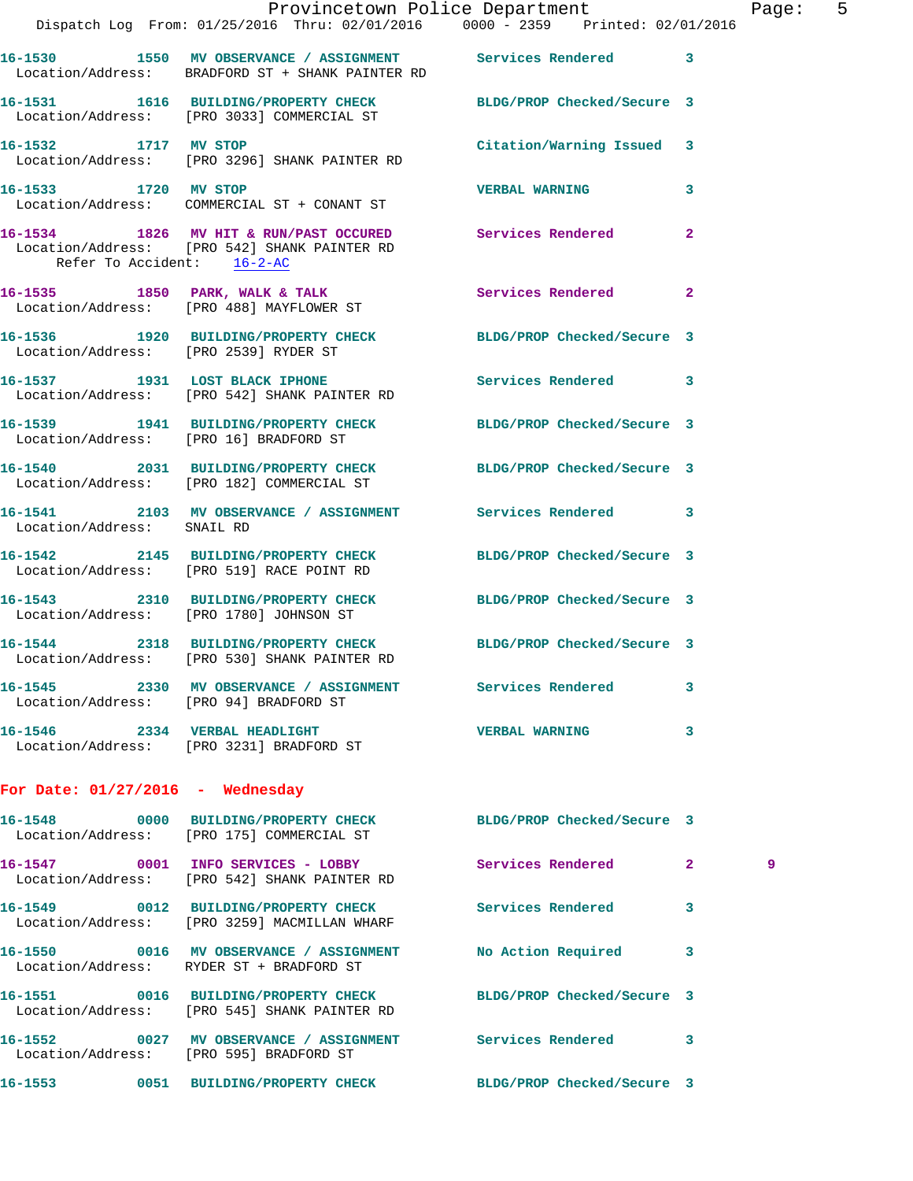16-1530 1550 MV OBSERVANCE / ASSIGNMENT Services Rendered 3
Location/Address: BRADFORD ST + SHANK PAINTER RD

16-1531 1616 BUILDING/PROPERTY CHECK BLDG/PROP Checked/Secure 3
Location/Address: [PRO 3033] COMMERCIAL ST

16-1532 1717 MV STOP Citation/Warning Issued 3
Location/Address: [PRO 3296] SHANK PAINTER RD

16-1533 1720 MV STOP VERBAL WARNING 3
Location/Address: COMMERCIAL ST + CONANT ST

16-1534 1826 MV HIT & RUN/PAST OCCURED Services Rendered 2
Location/Address: [PRO 542] SHANK PAINTER RD
Refer To Accident: 16-2-AC

16-1535 1850 PARK, WALK & TALK Services Rendered 2
Location/Address: [PRO 488] MAYFLOWER ST

16-1536 1920 BUILDING/PROPERTY CHECK BLDG/PROP Checked/Secure 3
Location/Address: [PRO 2539] RYDER ST

16-1537 1931 LOST BLACK IPHONE Services Rendered 3
Location/Address: [PRO 542] SHANK PAINTER RD

16-1539 1941 BUILDING/PROPERTY CHECK BLDG/PROP Checked/Secure 3
Location/Address: [PRO 16] BRADFORD ST

16-1540 2031 BUILDING/PROPERTY CHECK BLDG/PROP Checked/Secure 3
Location/Address: [PRO 182] COMMERCIAL ST

16-1541 2103 MV OBSERVANCE / ASSIGNMENT Services Rendered 3
Location/Address: SNAIL RD

16-1542 2145 BUILDING/PROPERTY CHECK BLDG/PROP Checked/Secure 3
Location/Address: [PRO 519] RACE POINT RD

16-1543 2310 BUILDING/PROPERTY CHECK BLDG/PROP Checked/Secure 3
Location/Address: [PRO 1780] JOHNSON ST

16-1544 2318 BUILDING/PROPERTY CHECK BLDG/PROP Checked/Secure 3
Location/Address: [PRO 530] SHANK PAINTER RD

16-1545 2330 MV OBSERVANCE / ASSIGNMENT Services Rendered 3
Location/Address: [PRO 94] BRADFORD ST

16-1546 2334 VERBAL HEADLIGHT VERBAL WARNING 3
Location/Address: [PRO 3231] BRADFORD ST

**For Date: 01/27/2016 - Wednesday**

16-1548 0000 BUILDING/PROPERTY CHECK BLDG/PROP Checked/Secure 3
Location/Address: [PRO 175] COMMERCIAL ST

16-1547 0001 INFO SERVICES - LOBBY Services Rendered 2 9
Location/Address: [PRO 542] SHANK PAINTER RD

16-1549 0012 BUILDING/PROPERTY CHECK Services Rendered 3
Location/Address: [PRO 3259] MACMILLAN WHARF

16-1550 0016 MV OBSERVANCE / ASSIGNMENT No Action Required 3
Location/Address: RYDER ST + BRADFORD ST

16-1551 0016 BUILDING/PROPERTY CHECK BLDG/PROP Checked/Secure 3
Location/Address: [PRO 545] SHANK PAINTER RD

16-1552 0027 MV OBSERVANCE / ASSIGNMENT Services Rendered 3
Location/Address: [PRO 595] BRADFORD ST

16-1553 0051 BUILDING/PROPERTY CHECK BLDG/PROP Checked/Secure 3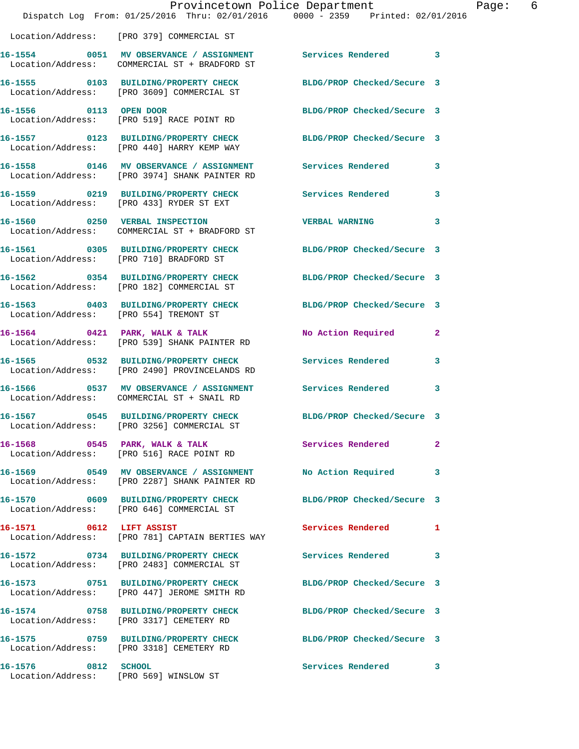Location/Address: [PRO 379] COMMERCIAL ST

| Call # | Time | Call Reason | Action | Priority |
|---|---|---|---|---|
| 16-1554 | 0051 | MV OBSERVANCE / ASSIGNMENT | Services Rendered | 3 |
| Location/Address: | | COMMERCIAL ST + BRADFORD ST | | |
| 16-1555 | 0103 | BUILDING/PROPERTY CHECK | BLDG/PROP Checked/Secure | 3 |
| Location/Address: | | [PRO 3609] COMMERCIAL ST | | |
| 16-1556 | 0113 | OPEN DOOR | BLDG/PROP Checked/Secure | 3 |
| Location/Address: | | [PRO 519] RACE POINT RD | | |
| 16-1557 | 0123 | BUILDING/PROPERTY CHECK | BLDG/PROP Checked/Secure | 3 |
| Location/Address: | | [PRO 440] HARRY KEMP WAY | | |
| 16-1558 | 0146 | MV OBSERVANCE / ASSIGNMENT | Services Rendered | 3 |
| Location/Address: | | [PRO 3974] SHANK PAINTER RD | | |
| 16-1559 | 0219 | BUILDING/PROPERTY CHECK | Services Rendered | 3 |
| Location/Address: | | [PRO 433] RYDER ST EXT | | |
| 16-1560 | 0250 | VERBAL INSPECTION | VERBAL WARNING | 3 |
| Location/Address: | | COMMERCIAL ST + BRADFORD ST | | |
| 16-1561 | 0305 | BUILDING/PROPERTY CHECK | BLDG/PROP Checked/Secure | 3 |
| Location/Address: | | [PRO 710] BRADFORD ST | | |
| 16-1562 | 0354 | BUILDING/PROPERTY CHECK | BLDG/PROP Checked/Secure | 3 |
| Location/Address: | | [PRO 182] COMMERCIAL ST | | |
| 16-1563 | 0403 | BUILDING/PROPERTY CHECK | BLDG/PROP Checked/Secure | 3 |
| Location/Address: | | [PRO 554] TREMONT ST | | |
| 16-1564 | 0421 | PARK, WALK & TALK | No Action Required | 2 |
| Location/Address: | | [PRO 539] SHANK PAINTER RD | | |
| 16-1565 | 0532 | BUILDING/PROPERTY CHECK | Services Rendered | 3 |
| Location/Address: | | [PRO 2490] PROVINCELANDS RD | | |
| 16-1566 | 0537 | MV OBSERVANCE / ASSIGNMENT | Services Rendered | 3 |
| Location/Address: | | COMMERCIAL ST + SNAIL RD | | |
| 16-1567 | 0545 | BUILDING/PROPERTY CHECK | BLDG/PROP Checked/Secure | 3 |
| Location/Address: | | [PRO 3256] COMMERCIAL ST | | |
| 16-1568 | 0545 | PARK, WALK & TALK | Services Rendered | 2 |
| Location/Address: | | [PRO 516] RACE POINT RD | | |
| 16-1569 | 0549 | MV OBSERVANCE / ASSIGNMENT | No Action Required | 3 |
| Location/Address: | | [PRO 2287] SHANK PAINTER RD | | |
| 16-1570 | 0609 | BUILDING/PROPERTY CHECK | BLDG/PROP Checked/Secure | 3 |
| Location/Address: | | [PRO 646] COMMERCIAL ST | | |
| 16-1571 | 0612 | LIFT ASSIST | Services Rendered | 1 |
| Location/Address: | | [PRO 781] CAPTAIN BERTIES WAY | | |
| 16-1572 | 0734 | BUILDING/PROPERTY CHECK | Services Rendered | 3 |
| Location/Address: | | [PRO 2483] COMMERCIAL ST | | |
| 16-1573 | 0751 | BUILDING/PROPERTY CHECK | BLDG/PROP Checked/Secure | 3 |
| Location/Address: | | [PRO 447] JEROME SMITH RD | | |
| 16-1574 | 0758 | BUILDING/PROPERTY CHECK | BLDG/PROP Checked/Secure | 3 |
| Location/Address: | | [PRO 3317] CEMETERY RD | | |
| 16-1575 | 0759 | BUILDING/PROPERTY CHECK | BLDG/PROP Checked/Secure | 3 |
| Location/Address: | | [PRO 3318] CEMETERY RD | | |
| 16-1576 | 0812 | SCHOOL | Services Rendered | 3 |
| Location/Address: | | [PRO 569] WINSLOW ST | | |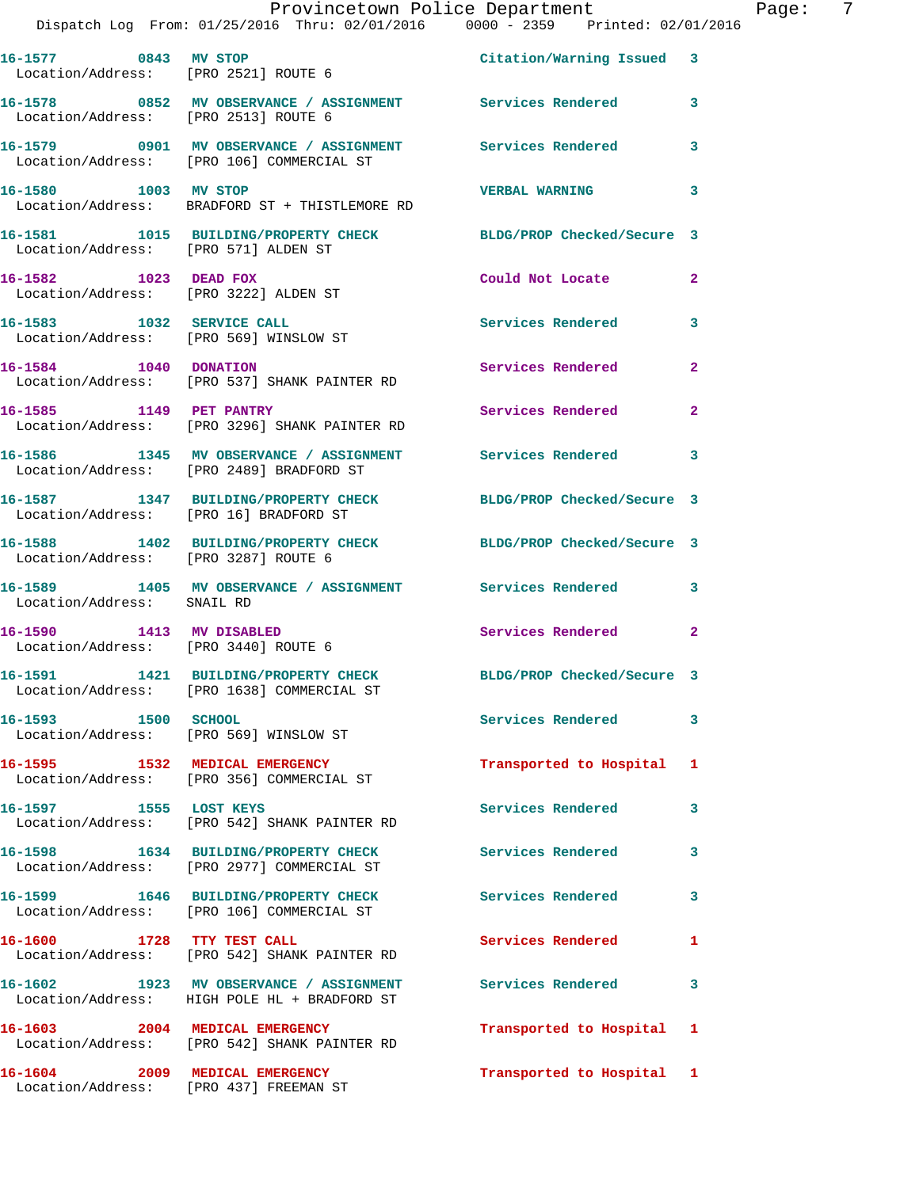16-1577 0843 MV STOP Citation/Warning Issued 3
Location/Address: [PRO 2521] ROUTE 6

16-1578 0852 MV OBSERVANCE / ASSIGNMENT Services Rendered 3
Location/Address: [PRO 2513] ROUTE 6

16-1579 0901 MV OBSERVANCE / ASSIGNMENT Services Rendered 3
Location/Address: [PRO 106] COMMERCIAL ST

16-1580 1003 MV STOP VERBAL WARNING 3
Location/Address: BRADFORD ST + THISTLEMORE RD

16-1581 1015 BUILDING/PROPERTY CHECK BLDG/PROP Checked/Secure 3
Location/Address: [PRO 571] ALDEN ST

16-1582 1023 DEAD FOX Could Not Locate 2
Location/Address: [PRO 3222] ALDEN ST

16-1583 1032 SERVICE CALL Services Rendered 3
Location/Address: [PRO 569] WINSLOW ST

16-1584 1040 DONATION Services Rendered 2
Location/Address: [PRO 537] SHANK PAINTER RD

16-1585 1149 PET PANTRY Services Rendered 2
Location/Address: [PRO 3296] SHANK PAINTER RD

16-1586 1345 MV OBSERVANCE / ASSIGNMENT Services Rendered 3
Location/Address: [PRO 2489] BRADFORD ST

16-1587 1347 BUILDING/PROPERTY CHECK BLDG/PROP Checked/Secure 3
Location/Address: [PRO 16] BRADFORD ST

16-1588 1402 BUILDING/PROPERTY CHECK BLDG/PROP Checked/Secure 3
Location/Address: [PRO 3287] ROUTE 6

16-1589 1405 MV OBSERVANCE / ASSIGNMENT Services Rendered 3
Location/Address: SNAIL RD

16-1590 1413 MV DISABLED Services Rendered 2
Location/Address: [PRO 3440] ROUTE 6

16-1591 1421 BUILDING/PROPERTY CHECK BLDG/PROP Checked/Secure 3
Location/Address: [PRO 1638] COMMERCIAL ST

16-1593 1500 SCHOOL Services Rendered 3
Location/Address: [PRO 569] WINSLOW ST

16-1595 1532 MEDICAL EMERGENCY Transported to Hospital 1
Location/Address: [PRO 356] COMMERCIAL ST

16-1597 1555 LOST KEYS Services Rendered 3
Location/Address: [PRO 542] SHANK PAINTER RD

16-1598 1634 BUILDING/PROPERTY CHECK Services Rendered 3
Location/Address: [PRO 2977] COMMERCIAL ST

16-1599 1646 BUILDING/PROPERTY CHECK Services Rendered 3
Location/Address: [PRO 106] COMMERCIAL ST

16-1600 1728 TTY TEST CALL Services Rendered 1
Location/Address: [PRO 542] SHANK PAINTER RD

16-1602 1923 MV OBSERVANCE / ASSIGNMENT Services Rendered 3
Location/Address: HIGH POLE HL + BRADFORD ST

16-1603 2004 MEDICAL EMERGENCY Transported to Hospital 1
Location/Address: [PRO 542] SHANK PAINTER RD

16-1604 2009 MEDICAL EMERGENCY Transported to Hospital 1
Location/Address: [PRO 437] FREEMAN ST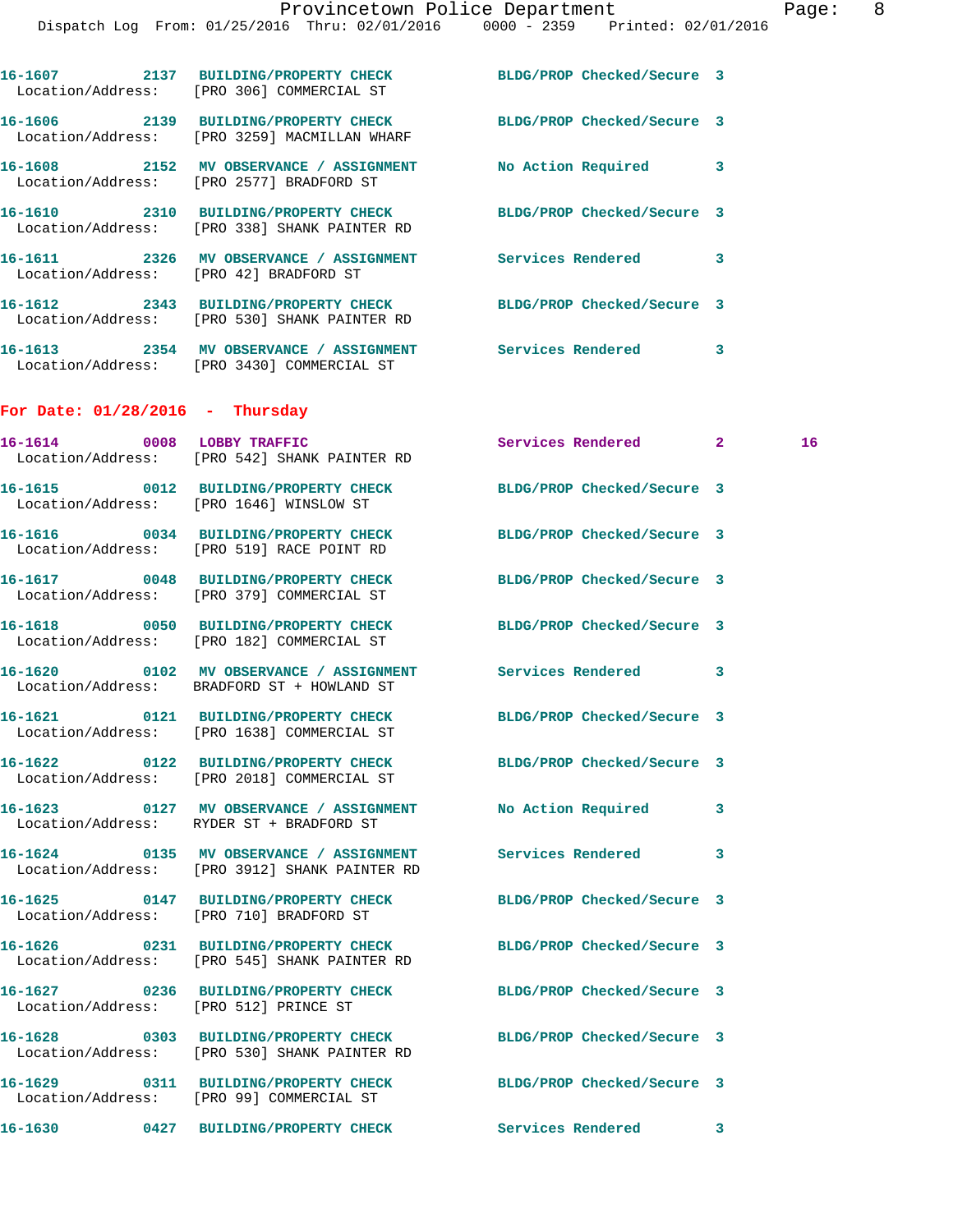16-1607 2137 BUILDING/PROPERTY CHECK BLDG/PROP Checked/Secure 3
Location/Address: [PRO 306] COMMERCIAL ST

16-1606 2139 BUILDING/PROPERTY CHECK BLDG/PROP Checked/Secure 3
Location/Address: [PRO 3259] MACMILLAN WHARF

16-1608 2152 MV OBSERVANCE / ASSIGNMENT No Action Required 3
Location/Address: [PRO 2577] BRADFORD ST

16-1610 2310 BUILDING/PROPERTY CHECK BLDG/PROP Checked/Secure 3
Location/Address: [PRO 338] SHANK PAINTER RD

16-1611 2326 MV OBSERVANCE / ASSIGNMENT Services Rendered 3
Location/Address: [PRO 42] BRADFORD ST

16-1612 2343 BUILDING/PROPERTY CHECK BLDG/PROP Checked/Secure 3
Location/Address: [PRO 530] SHANK PAINTER RD

16-1613 2354 MV OBSERVANCE / ASSIGNMENT Services Rendered 3
Location/Address: [PRO 3430] COMMERCIAL ST

## For Date: 01/28/2016 - Thursday

16-1614 0008 LOBBY TRAFFIC Services Rendered 2 16
Location/Address: [PRO 542] SHANK PAINTER RD

16-1615 0012 BUILDING/PROPERTY CHECK BLDG/PROP Checked/Secure 3
Location/Address: [PRO 1646] WINSLOW ST

16-1616 0034 BUILDING/PROPERTY CHECK BLDG/PROP Checked/Secure 3
Location/Address: [PRO 519] RACE POINT RD

16-1617 0048 BUILDING/PROPERTY CHECK BLDG/PROP Checked/Secure 3
Location/Address: [PRO 379] COMMERCIAL ST

16-1618 0050 BUILDING/PROPERTY CHECK BLDG/PROP Checked/Secure 3
Location/Address: [PRO 182] COMMERCIAL ST

16-1620 0102 MV OBSERVANCE / ASSIGNMENT Services Rendered 3
Location/Address: BRADFORD ST + HOWLAND ST

16-1621 0121 BUILDING/PROPERTY CHECK BLDG/PROP Checked/Secure 3
Location/Address: [PRO 1638] COMMERCIAL ST

16-1622 0122 BUILDING/PROPERTY CHECK BLDG/PROP Checked/Secure 3
Location/Address: [PRO 2018] COMMERCIAL ST

16-1623 0127 MV OBSERVANCE / ASSIGNMENT No Action Required 3
Location/Address: RYDER ST + BRADFORD ST

16-1624 0135 MV OBSERVANCE / ASSIGNMENT Services Rendered 3
Location/Address: [PRO 3912] SHANK PAINTER RD

16-1625 0147 BUILDING/PROPERTY CHECK BLDG/PROP Checked/Secure 3
Location/Address: [PRO 710] BRADFORD ST

16-1626 0231 BUILDING/PROPERTY CHECK BLDG/PROP Checked/Secure 3
Location/Address: [PRO 545] SHANK PAINTER RD

16-1627 0236 BUILDING/PROPERTY CHECK BLDG/PROP Checked/Secure 3
Location/Address: [PRO 512] PRINCE ST

16-1628 0303 BUILDING/PROPERTY CHECK BLDG/PROP Checked/Secure 3
Location/Address: [PRO 530] SHANK PAINTER RD

16-1629 0311 BUILDING/PROPERTY CHECK BLDG/PROP Checked/Secure 3
Location/Address: [PRO 99] COMMERCIAL ST

16-1630 0427 BUILDING/PROPERTY CHECK Services Rendered 3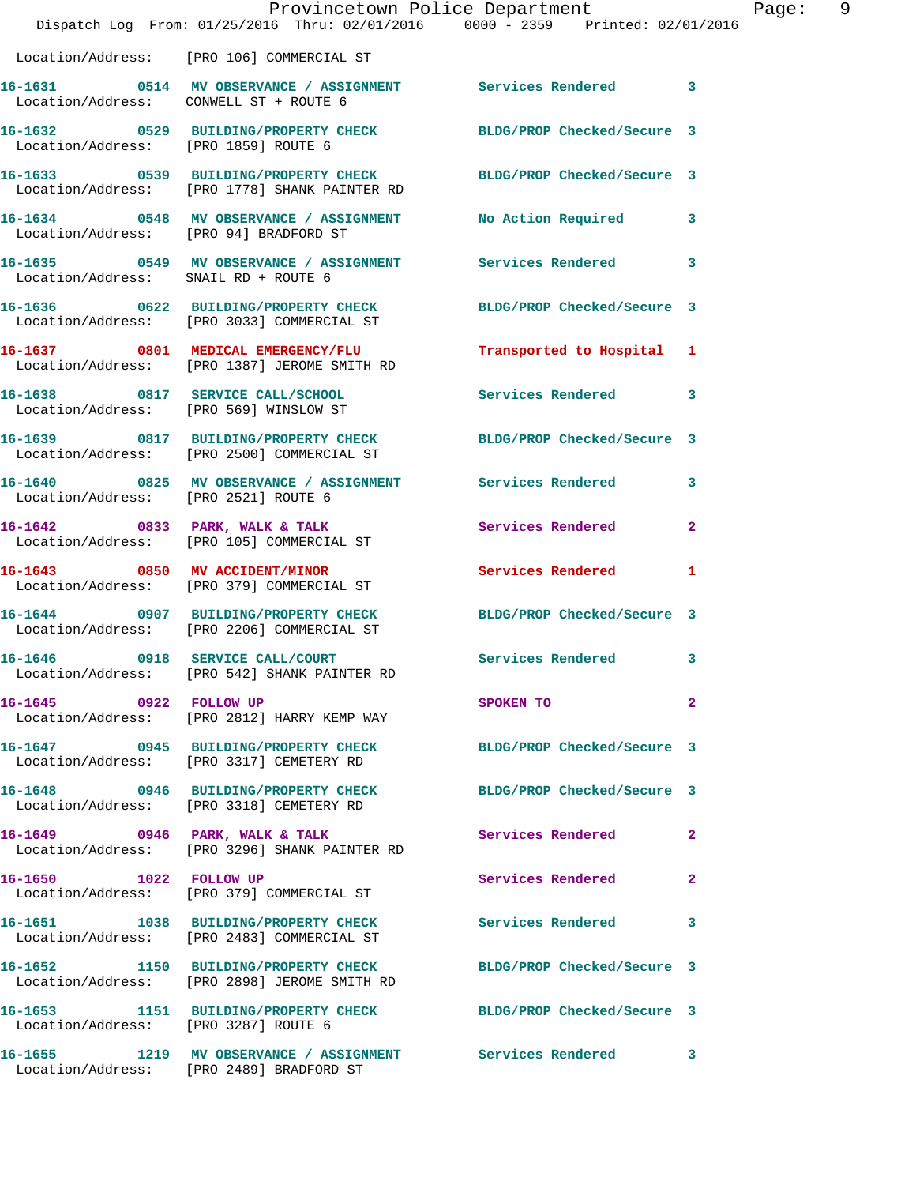Location/Address: [PRO 106] COMMERCIAL ST

| Call # | Time | Call Reason | Action | Priority |
|---|---|---|---|---|
| 16-1631 | 0514 | MV OBSERVANCE / ASSIGNMENT | Services Rendered | 3 |
| | | Location/Address: CONWELL ST + ROUTE 6 | | |
| 16-1632 | 0529 | BUILDING/PROPERTY CHECK | BLDG/PROP Checked/Secure | 3 |
| | | Location/Address: [PRO 1859] ROUTE 6 | | |
| 16-1633 | 0539 | BUILDING/PROPERTY CHECK | BLDG/PROP Checked/Secure | 3 |
| | | Location/Address: [PRO 1778] SHANK PAINTER RD | | |
| 16-1634 | 0548 | MV OBSERVANCE / ASSIGNMENT | No Action Required | 3 |
| | | Location/Address: [PRO 94] BRADFORD ST | | |
| 16-1635 | 0549 | MV OBSERVANCE / ASSIGNMENT | Services Rendered | 3 |
| | | Location/Address: SNAIL RD + ROUTE 6 | | |
| 16-1636 | 0622 | BUILDING/PROPERTY CHECK | BLDG/PROP Checked/Secure | 3 |
| | | Location/Address: [PRO 3033] COMMERCIAL ST | | |
| 16-1637 | 0801 | MEDICAL EMERGENCY/FLU | Transported to Hospital | 1 |
| | | Location/Address: [PRO 1387] JEROME SMITH RD | | |
| 16-1638 | 0817 | SERVICE CALL/SCHOOL | Services Rendered | 3 |
| | | Location/Address: [PRO 569] WINSLOW ST | | |
| 16-1639 | 0817 | BUILDING/PROPERTY CHECK | BLDG/PROP Checked/Secure | 3 |
| | | Location/Address: [PRO 2500] COMMERCIAL ST | | |
| 16-1640 | 0825 | MV OBSERVANCE / ASSIGNMENT | Services Rendered | 3 |
| | | Location/Address: [PRO 2521] ROUTE 6 | | |
| 16-1642 | 0833 | PARK, WALK & TALK | Services Rendered | 2 |
| | | Location/Address: [PRO 105] COMMERCIAL ST | | |
| 16-1643 | 0850 | MV ACCIDENT/MINOR | Services Rendered | 1 |
| | | Location/Address: [PRO 379] COMMERCIAL ST | | |
| 16-1644 | 0907 | BUILDING/PROPERTY CHECK | BLDG/PROP Checked/Secure | 3 |
| | | Location/Address: [PRO 2206] COMMERCIAL ST | | |
| 16-1646 | 0918 | SERVICE CALL/COURT | Services Rendered | 3 |
| | | Location/Address: [PRO 542] SHANK PAINTER RD | | |
| 16-1645 | 0922 | FOLLOW UP | SPOKEN TO | 2 |
| | | Location/Address: [PRO 2812] HARRY KEMP WAY | | |
| 16-1647 | 0945 | BUILDING/PROPERTY CHECK | BLDG/PROP Checked/Secure | 3 |
| | | Location/Address: [PRO 3317] CEMETERY RD | | |
| 16-1648 | 0946 | BUILDING/PROPERTY CHECK | BLDG/PROP Checked/Secure | 3 |
| | | Location/Address: [PRO 3318] CEMETERY RD | | |
| 16-1649 | 0946 | PARK, WALK & TALK | Services Rendered | 2 |
| | | Location/Address: [PRO 3296] SHANK PAINTER RD | | |
| 16-1650 | 1022 | FOLLOW UP | Services Rendered | 2 |
| | | Location/Address: [PRO 379] COMMERCIAL ST | | |
| 16-1651 | 1038 | BUILDING/PROPERTY CHECK | Services Rendered | 3 |
| | | Location/Address: [PRO 2483] COMMERCIAL ST | | |
| 16-1652 | 1150 | BUILDING/PROPERTY CHECK | BLDG/PROP Checked/Secure | 3 |
| | | Location/Address: [PRO 2898] JEROME SMITH RD | | |
| 16-1653 | 1151 | BUILDING/PROPERTY CHECK | BLDG/PROP Checked/Secure | 3 |
| | | Location/Address: [PRO 3287] ROUTE 6 | | |
| 16-1655 | 1219 | MV OBSERVANCE / ASSIGNMENT | Services Rendered | 3 |
| | | Location/Address: [PRO 2489] BRADFORD ST | | |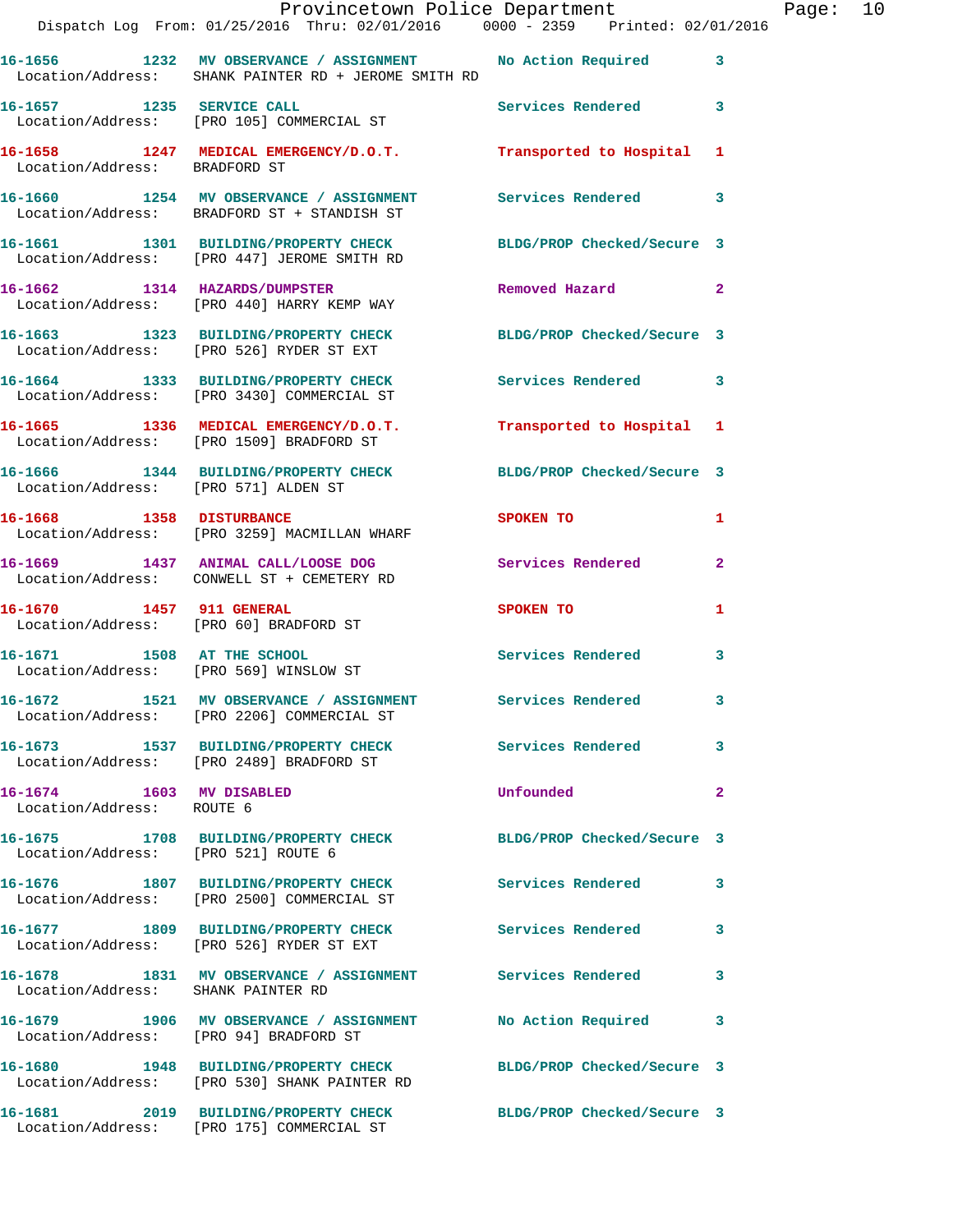| Call # | Time | Call Reason | Action | Priority |
|---|---|---|---|---|
| 16-1656 | 1232 | MV OBSERVANCE / ASSIGNMENT | No Action Required | 3 |
| Location/Address: | | SHANK PAINTER RD + JEROME SMITH RD | | |
| 16-1657 | 1235 | SERVICE CALL | Services Rendered | 3 |
| Location/Address: | | [PRO 105] COMMERCIAL ST | | |
| 16-1658 | 1247 | MEDICAL EMERGENCY/D.O.T. | Transported to Hospital | 1 |
| Location/Address: | | BRADFORD ST | | |
| 16-1660 | 1254 | MV OBSERVANCE / ASSIGNMENT | Services Rendered | 3 |
| Location/Address: | | BRADFORD ST + STANDISH ST | | |
| 16-1661 | 1301 | BUILDING/PROPERTY CHECK | BLDG/PROP Checked/Secure | 3 |
| Location/Address: | | [PRO 447] JEROME SMITH RD | | |
| 16-1662 | 1314 | HAZARDS/DUMPSTER | Removed Hazard | 2 |
| Location/Address: | | [PRO 440] HARRY KEMP WAY | | |
| 16-1663 | 1323 | BUILDING/PROPERTY CHECK | BLDG/PROP Checked/Secure | 3 |
| Location/Address: | | [PRO 526] RYDER ST EXT | | |
| 16-1664 | 1333 | BUILDING/PROPERTY CHECK | Services Rendered | 3 |
| Location/Address: | | [PRO 3430] COMMERCIAL ST | | |
| 16-1665 | 1336 | MEDICAL EMERGENCY/D.O.T. | Transported to Hospital | 1 |
| Location/Address: | | [PRO 1509] BRADFORD ST | | |
| 16-1666 | 1344 | BUILDING/PROPERTY CHECK | BLDG/PROP Checked/Secure | 3 |
| Location/Address: | | [PRO 571] ALDEN ST | | |
| 16-1668 | 1358 | DISTURBANCE | SPOKEN TO | 1 |
| Location/Address: | | [PRO 3259] MACMILLAN WHARF | | |
| 16-1669 | 1437 | ANIMAL CALL/LOOSE DOG | Services Rendered | 2 |
| Location/Address: | | CONWELL ST + CEMETERY RD | | |
| 16-1670 | 1457 | 911 GENERAL | SPOKEN TO | 1 |
| Location/Address: | | [PRO 60] BRADFORD ST | | |
| 16-1671 | 1508 | AT THE SCHOOL | Services Rendered | 3 |
| Location/Address: | | [PRO 569] WINSLOW ST | | |
| 16-1672 | 1521 | MV OBSERVANCE / ASSIGNMENT | Services Rendered | 3 |
| Location/Address: | | [PRO 2206] COMMERCIAL ST | | |
| 16-1673 | 1537 | BUILDING/PROPERTY CHECK | Services Rendered | 3 |
| Location/Address: | | [PRO 2489] BRADFORD ST | | |
| 16-1674 | 1603 | MV DISABLED | Unfounded | 2 |
| Location/Address: | | ROUTE 6 | | |
| 16-1675 | 1708 | BUILDING/PROPERTY CHECK | BLDG/PROP Checked/Secure | 3 |
| Location/Address: | | [PRO 521] ROUTE 6 | | |
| 16-1676 | 1807 | BUILDING/PROPERTY CHECK | Services Rendered | 3 |
| Location/Address: | | [PRO 2500] COMMERCIAL ST | | |
| 16-1677 | 1809 | BUILDING/PROPERTY CHECK | Services Rendered | 3 |
| Location/Address: | | [PRO 526] RYDER ST EXT | | |
| 16-1678 | 1831 | MV OBSERVANCE / ASSIGNMENT | Services Rendered | 3 |
| Location/Address: | | SHANK PAINTER RD | | |
| 16-1679 | 1906 | MV OBSERVANCE / ASSIGNMENT | No Action Required | 3 |
| Location/Address: | | [PRO 94] BRADFORD ST | | |
| 16-1680 | 1948 | BUILDING/PROPERTY CHECK | BLDG/PROP Checked/Secure | 3 |
| Location/Address: | | [PRO 530] SHANK PAINTER RD | | |
| 16-1681 | 2019 | BUILDING/PROPERTY CHECK | BLDG/PROP Checked/Secure | 3 |
| Location/Address: | | [PRO 175] COMMERCIAL ST | | |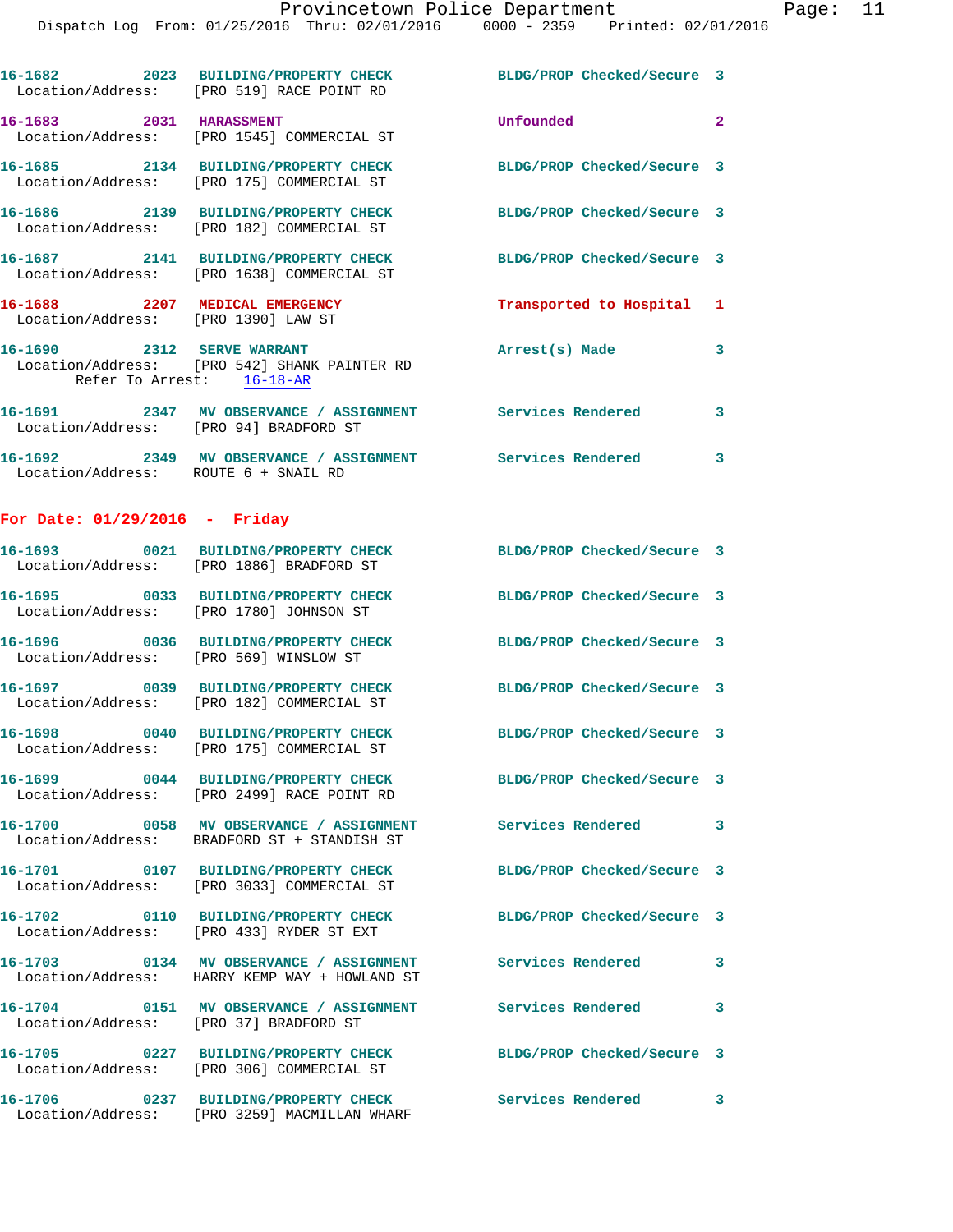16-1682 2023 BUILDING/PROPERTY CHECK BLDG/PROP Checked/Secure 3
Location/Address: [PRO 519] RACE POINT RD

16-1683 2031 HARASSMENT Unfounded 2
Location/Address: [PRO 1545] COMMERCIAL ST

16-1685 2134 BUILDING/PROPERTY CHECK BLDG/PROP Checked/Secure 3
Location/Address: [PRO 175] COMMERCIAL ST

16-1686 2139 BUILDING/PROPERTY CHECK BLDG/PROP Checked/Secure 3
Location/Address: [PRO 182] COMMERCIAL ST

16-1687 2141 BUILDING/PROPERTY CHECK BLDG/PROP Checked/Secure 3
Location/Address: [PRO 1638] COMMERCIAL ST

16-1688 2207 MEDICAL EMERGENCY Transported to Hospital 1
Location/Address: [PRO 1390] LAW ST

16-1690 2312 SERVE WARRANT Arrest(s) Made 3
Location/Address: [PRO 542] SHANK PAINTER RD
Refer To Arrest: 16-18-AR

16-1691 2347 MV OBSERVANCE / ASSIGNMENT Services Rendered 3
Location/Address: [PRO 94] BRADFORD ST

16-1692 2349 MV OBSERVANCE / ASSIGNMENT Services Rendered 3
Location/Address: ROUTE 6 + SNAIL RD

## For Date: 01/29/2016 - Friday

16-1693 0021 BUILDING/PROPERTY CHECK BLDG/PROP Checked/Secure 3
Location/Address: [PRO 1886] BRADFORD ST

16-1695 0033 BUILDING/PROPERTY CHECK BLDG/PROP Checked/Secure 3
Location/Address: [PRO 1780] JOHNSON ST

16-1696 0036 BUILDING/PROPERTY CHECK BLDG/PROP Checked/Secure 3
Location/Address: [PRO 569] WINSLOW ST

16-1697 0039 BUILDING/PROPERTY CHECK BLDG/PROP Checked/Secure 3
Location/Address: [PRO 182] COMMERCIAL ST

16-1698 0040 BUILDING/PROPERTY CHECK BLDG/PROP Checked/Secure 3
Location/Address: [PRO 175] COMMERCIAL ST

16-1699 0044 BUILDING/PROPERTY CHECK BLDG/PROP Checked/Secure 3
Location/Address: [PRO 2499] RACE POINT RD

16-1700 0058 MV OBSERVANCE / ASSIGNMENT Services Rendered 3
Location/Address: BRADFORD ST + STANDISH ST

16-1701 0107 BUILDING/PROPERTY CHECK BLDG/PROP Checked/Secure 3
Location/Address: [PRO 3033] COMMERCIAL ST

16-1702 0110 BUILDING/PROPERTY CHECK BLDG/PROP Checked/Secure 3
Location/Address: [PRO 433] RYDER ST EXT

16-1703 0134 MV OBSERVANCE / ASSIGNMENT Services Rendered 3
Location/Address: HARRY KEMP WAY + HOWLAND ST

16-1704 0151 MV OBSERVANCE / ASSIGNMENT Services Rendered 3
Location/Address: [PRO 37] BRADFORD ST

16-1705 0227 BUILDING/PROPERTY CHECK BLDG/PROP Checked/Secure 3
Location/Address: [PRO 306] COMMERCIAL ST

16-1706 0237 BUILDING/PROPERTY CHECK Services Rendered 3
Location/Address: [PRO 3259] MACMILLAN WHARF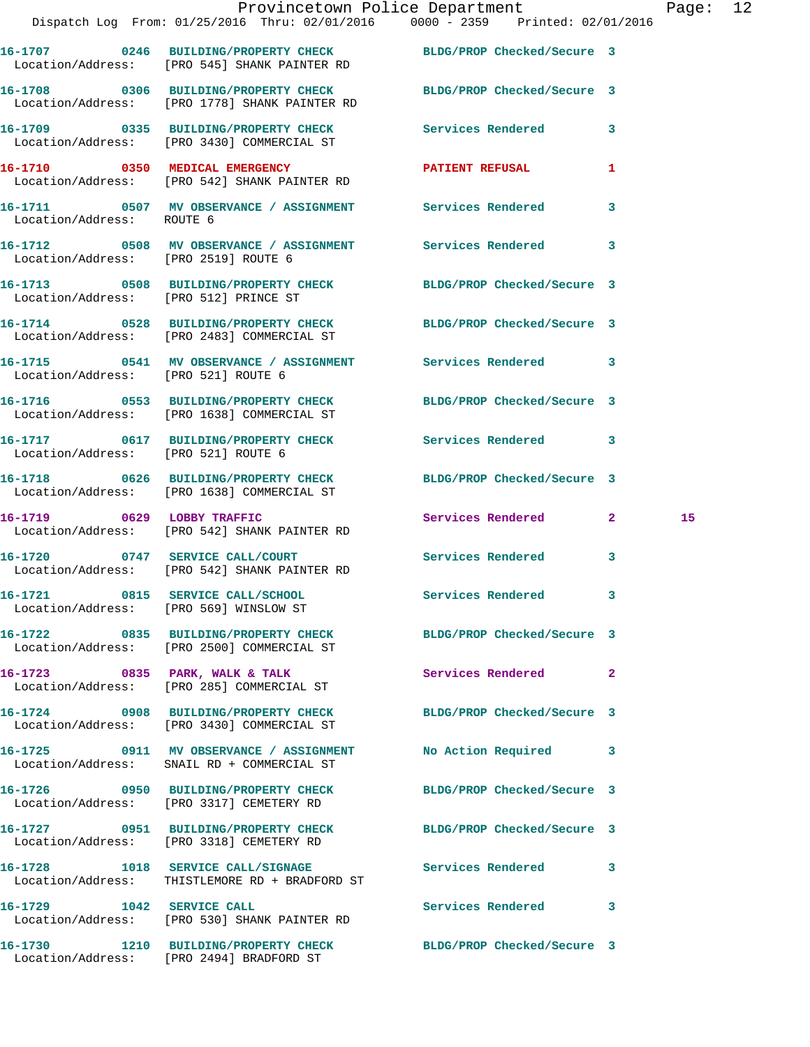16-1707 0246 BUILDING/PROPERTY CHECK BLDG/PROP Checked/Secure 3
Location/Address: [PRO 545] SHANK PAINTER RD

16-1708 0306 BUILDING/PROPERTY CHECK BLDG/PROP Checked/Secure 3
Location/Address: [PRO 1778] SHANK PAINTER RD

16-1709 0335 BUILDING/PROPERTY CHECK Services Rendered 3
Location/Address: [PRO 3430] COMMERCIAL ST

16-1710 0350 MEDICAL EMERGENCY PATIENT REFUSAL 1
Location/Address: [PRO 542] SHANK PAINTER RD

16-1711 0507 MV OBSERVANCE / ASSIGNMENT Services Rendered 3
Location/Address: ROUTE 6

16-1712 0508 MV OBSERVANCE / ASSIGNMENT Services Rendered 3
Location/Address: [PRO 2519] ROUTE 6

16-1713 0508 BUILDING/PROPERTY CHECK BLDG/PROP Checked/Secure 3
Location/Address: [PRO 512] PRINCE ST

16-1714 0528 BUILDING/PROPERTY CHECK BLDG/PROP Checked/Secure 3
Location/Address: [PRO 2483] COMMERCIAL ST

16-1715 0541 MV OBSERVANCE / ASSIGNMENT Services Rendered 3
Location/Address: [PRO 521] ROUTE 6

16-1716 0553 BUILDING/PROPERTY CHECK BLDG/PROP Checked/Secure 3
Location/Address: [PRO 1638] COMMERCIAL ST

16-1717 0617 BUILDING/PROPERTY CHECK Services Rendered 3
Location/Address: [PRO 521] ROUTE 6

16-1718 0626 BUILDING/PROPERTY CHECK BLDG/PROP Checked/Secure 3
Location/Address: [PRO 1638] COMMERCIAL ST

16-1719 0629 LOBBY TRAFFIC Services Rendered 2 15
Location/Address: [PRO 542] SHANK PAINTER RD

16-1720 0747 SERVICE CALL/COURT Services Rendered 3
Location/Address: [PRO 542] SHANK PAINTER RD

16-1721 0815 SERVICE CALL/SCHOOL Services Rendered 3
Location/Address: [PRO 569] WINSLOW ST

16-1722 0835 BUILDING/PROPERTY CHECK BLDG/PROP Checked/Secure 3
Location/Address: [PRO 2500] COMMERCIAL ST

16-1723 0835 PARK, WALK & TALK Services Rendered 2
Location/Address: [PRO 285] COMMERCIAL ST

16-1724 0908 BUILDING/PROPERTY CHECK BLDG/PROP Checked/Secure 3
Location/Address: [PRO 3430] COMMERCIAL ST

16-1725 0911 MV OBSERVANCE / ASSIGNMENT No Action Required 3
Location/Address: SNAIL RD + COMMERCIAL ST

16-1726 0950 BUILDING/PROPERTY CHECK BLDG/PROP Checked/Secure 3
Location/Address: [PRO 3317] CEMETERY RD

16-1727 0951 BUILDING/PROPERTY CHECK BLDG/PROP Checked/Secure 3
Location/Address: [PRO 3318] CEMETERY RD

16-1728 1018 SERVICE CALL/SIGNAGE Services Rendered 3
Location/Address: THISTLEMORE RD + BRADFORD ST

16-1729 1042 SERVICE CALL Services Rendered 3
Location/Address: [PRO 530] SHANK PAINTER RD

16-1730 1210 BUILDING/PROPERTY CHECK BLDG/PROP Checked/Secure 3
Location/Address: [PRO 2494] BRADFORD ST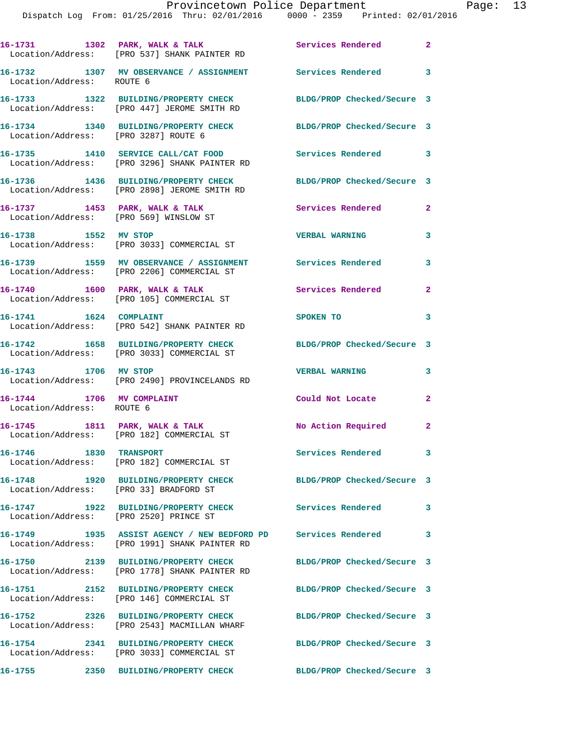16-1731 1302 PARK, WALK & TALK Services Rendered 2
Location/Address: [PRO 537] SHANK PAINTER RD

16-1732 1307 MV OBSERVANCE / ASSIGNMENT Services Rendered 3
Location/Address: ROUTE 6

16-1733 1322 BUILDING/PROPERTY CHECK BLDG/PROP Checked/Secure 3
Location/Address: [PRO 447] JEROME SMITH RD

16-1734 1340 BUILDING/PROPERTY CHECK BLDG/PROP Checked/Secure 3
Location/Address: [PRO 3287] ROUTE 6

16-1735 1410 SERVICE CALL/CAT FOOD Services Rendered 3
Location/Address: [PRO 3296] SHANK PAINTER RD

16-1736 1436 BUILDING/PROPERTY CHECK BLDG/PROP Checked/Secure 3
Location/Address: [PRO 2898] JEROME SMITH RD

16-1737 1453 PARK, WALK & TALK Services Rendered 2
Location/Address: [PRO 569] WINSLOW ST

16-1738 1552 MV STOP VERBAL WARNING 3
Location/Address: [PRO 3033] COMMERCIAL ST

16-1739 1559 MV OBSERVANCE / ASSIGNMENT Services Rendered 3
Location/Address: [PRO 2206] COMMERCIAL ST

16-1740 1600 PARK, WALK & TALK Services Rendered 2
Location/Address: [PRO 105] COMMERCIAL ST

16-1741 1624 COMPLAINT SPOKEN TO 3
Location/Address: [PRO 542] SHANK PAINTER RD

16-1742 1658 BUILDING/PROPERTY CHECK BLDG/PROP Checked/Secure 3
Location/Address: [PRO 3033] COMMERCIAL ST

16-1743 1706 MV STOP VERBAL WARNING 3
Location/Address: [PRO 2490] PROVINCELANDS RD

16-1744 1706 MV COMPLAINT Could Not Locate 2
Location/Address: ROUTE 6

16-1745 1811 PARK, WALK & TALK No Action Required 2
Location/Address: [PRO 182] COMMERCIAL ST

16-1746 1830 TRANSPORT Services Rendered 3
Location/Address: [PRO 182] COMMERCIAL ST

16-1748 1920 BUILDING/PROPERTY CHECK BLDG/PROP Checked/Secure 3
Location/Address: [PRO 33] BRADFORD ST

16-1747 1922 BUILDING/PROPERTY CHECK Services Rendered 3
Location/Address: [PRO 2520] PRINCE ST

16-1749 1935 ASSIST AGENCY / NEW BEDFORD PD Services Rendered 3
Location/Address: [PRO 1991] SHANK PAINTER RD

16-1750 2139 BUILDING/PROPERTY CHECK BLDG/PROP Checked/Secure 3
Location/Address: [PRO 1778] SHANK PAINTER RD

16-1751 2152 BUILDING/PROPERTY CHECK BLDG/PROP Checked/Secure 3
Location/Address: [PRO 146] COMMERCIAL ST

16-1752 2326 BUILDING/PROPERTY CHECK BLDG/PROP Checked/Secure 3
Location/Address: [PRO 2543] MACMILLAN WHARF

16-1754 2341 BUILDING/PROPERTY CHECK BLDG/PROP Checked/Secure 3
Location/Address: [PRO 3033] COMMERCIAL ST

16-1755 2350 BUILDING/PROPERTY CHECK BLDG/PROP Checked/Secure 3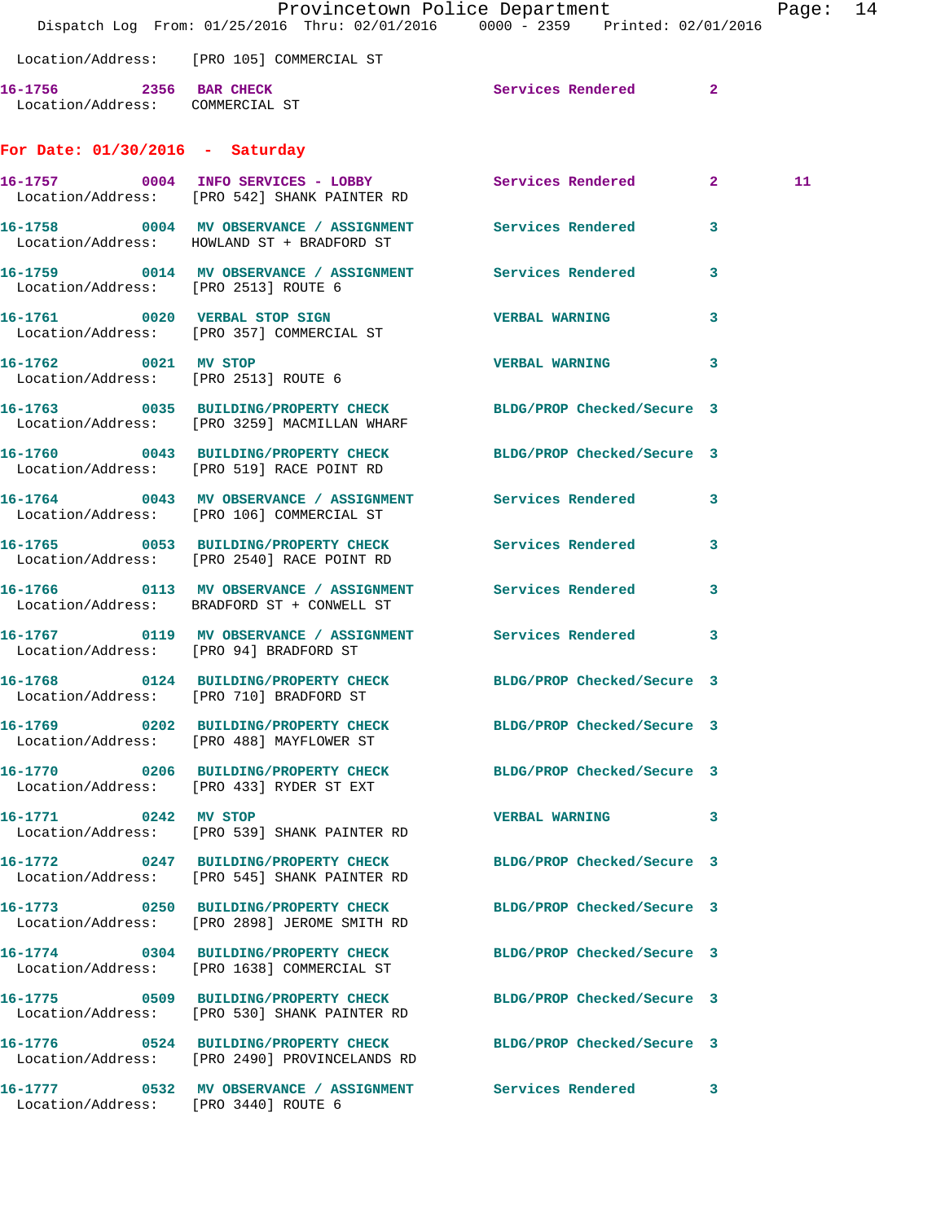Location/Address: [PRO 105] COMMERCIAL ST

**16-1756 2356 BAR CHECK** Services Rendered 2
Location/Address: COMMERCIAL ST

## For Date: 01/30/2016 - Saturday

**16-1757 0004 INFO SERVICES - LOBBY** Services Rendered 2 11
Location/Address: [PRO 542] SHANK PAINTER RD

**16-1758 0004 MV OBSERVANCE / ASSIGNMENT** Services Rendered 3
Location/Address: HOWLAND ST + BRADFORD ST

**16-1759 0014 MV OBSERVANCE / ASSIGNMENT** Services Rendered 3
Location/Address: [PRO 2513] ROUTE 6

**16-1761 0020 VERBAL STOP SIGN** VERBAL WARNING 3
Location/Address: [PRO 357] COMMERCIAL ST

**16-1762 0021 MV STOP** VERBAL WARNING 3
Location/Address: [PRO 2513] ROUTE 6

**16-1763 0035 BUILDING/PROPERTY CHECK** BLDG/PROP Checked/Secure 3
Location/Address: [PRO 3259] MACMILLAN WHARF

**16-1760 0043 BUILDING/PROPERTY CHECK** BLDG/PROP Checked/Secure 3
Location/Address: [PRO 519] RACE POINT RD

**16-1764 0043 MV OBSERVANCE / ASSIGNMENT** Services Rendered 3
Location/Address: [PRO 106] COMMERCIAL ST

**16-1765 0053 BUILDING/PROPERTY CHECK** Services Rendered 3
Location/Address: [PRO 2540] RACE POINT RD

**16-1766 0113 MV OBSERVANCE / ASSIGNMENT** Services Rendered 3
Location/Address: BRADFORD ST + CONWELL ST

**16-1767 0119 MV OBSERVANCE / ASSIGNMENT** Services Rendered 3
Location/Address: [PRO 94] BRADFORD ST

**16-1768 0124 BUILDING/PROPERTY CHECK** BLDG/PROP Checked/Secure 3
Location/Address: [PRO 710] BRADFORD ST

**16-1769 0202 BUILDING/PROPERTY CHECK** BLDG/PROP Checked/Secure 3
Location/Address: [PRO 488] MAYFLOWER ST

**16-1770 0206 BUILDING/PROPERTY CHECK** BLDG/PROP Checked/Secure 3
Location/Address: [PRO 433] RYDER ST EXT

**16-1771 0242 MV STOP** VERBAL WARNING 3
Location/Address: [PRO 539] SHANK PAINTER RD

**16-1772 0247 BUILDING/PROPERTY CHECK** BLDG/PROP Checked/Secure 3
Location/Address: [PRO 545] SHANK PAINTER RD

**16-1773 0250 BUILDING/PROPERTY CHECK** BLDG/PROP Checked/Secure 3
Location/Address: [PRO 2898] JEROME SMITH RD

**16-1774 0304 BUILDING/PROPERTY CHECK** BLDG/PROP Checked/Secure 3
Location/Address: [PRO 1638] COMMERCIAL ST

**16-1775 0509 BUILDING/PROPERTY CHECK** BLDG/PROP Checked/Secure 3
Location/Address: [PRO 530] SHANK PAINTER RD

**16-1776 0524 BUILDING/PROPERTY CHECK** BLDG/PROP Checked/Secure 3
Location/Address: [PRO 2490] PROVINCELANDS RD

**16-1777 0532 MV OBSERVANCE / ASSIGNMENT** Services Rendered 3
Location/Address: [PRO 3440] ROUTE 6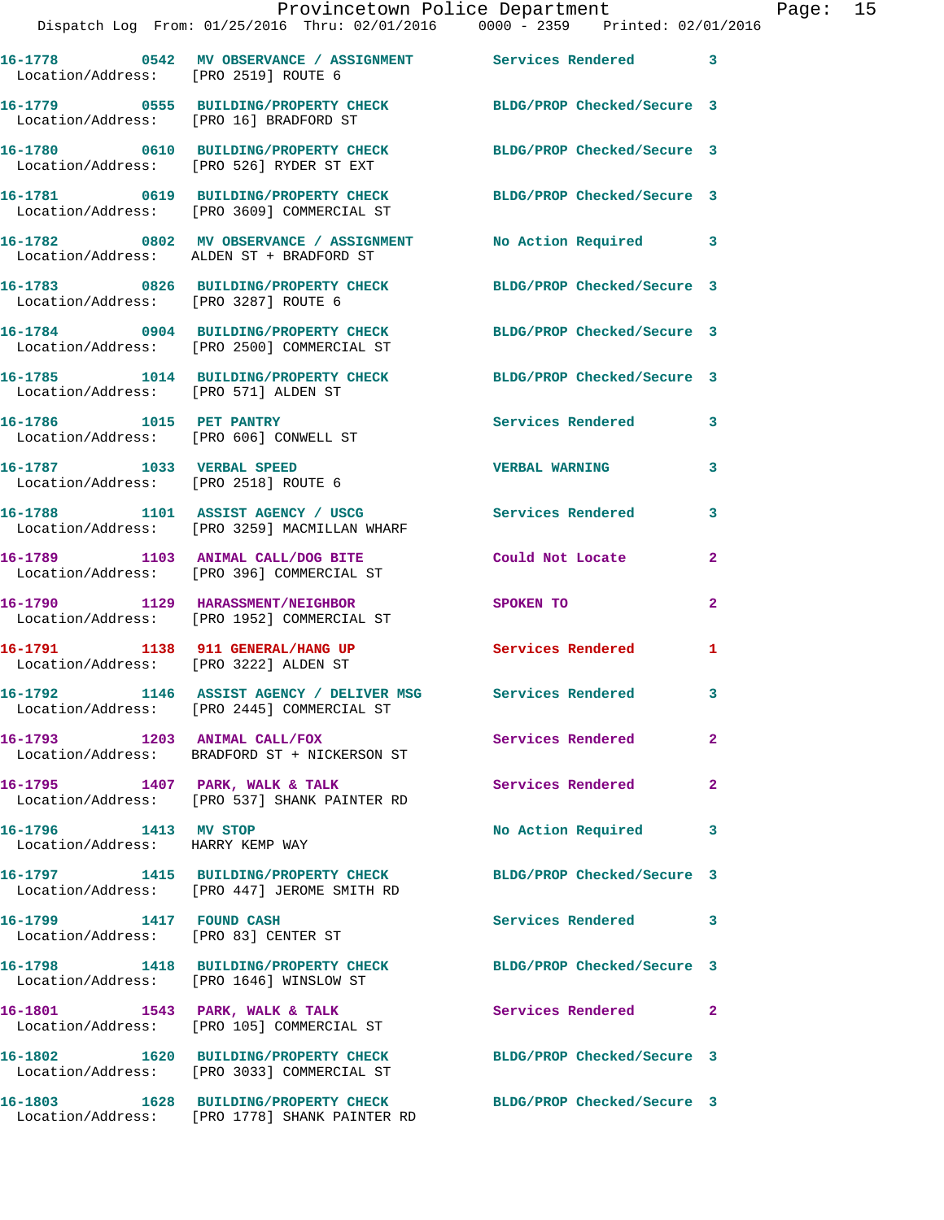16-1778 0542 MV OBSERVANCE / ASSIGNMENT Services Rendered 3
Location/Address: [PRO 2519] ROUTE 6

16-1779 0555 BUILDING/PROPERTY CHECK BLDG/PROP Checked/Secure 3
Location/Address: [PRO 16] BRADFORD ST

16-1780 0610 BUILDING/PROPERTY CHECK BLDG/PROP Checked/Secure 3
Location/Address: [PRO 526] RYDER ST EXT

16-1781 0619 BUILDING/PROPERTY CHECK BLDG/PROP Checked/Secure 3
Location/Address: [PRO 3609] COMMERCIAL ST

16-1782 0802 MV OBSERVANCE / ASSIGNMENT No Action Required 3
Location/Address: ALDEN ST + BRADFORD ST

16-1783 0826 BUILDING/PROPERTY CHECK BLDG/PROP Checked/Secure 3
Location/Address: [PRO 3287] ROUTE 6

16-1784 0904 BUILDING/PROPERTY CHECK BLDG/PROP Checked/Secure 3
Location/Address: [PRO 2500] COMMERCIAL ST

16-1785 1014 BUILDING/PROPERTY CHECK BLDG/PROP Checked/Secure 3
Location/Address: [PRO 571] ALDEN ST

16-1786 1015 PET PANTRY Services Rendered 3
Location/Address: [PRO 606] CONWELL ST

16-1787 1033 VERBAL SPEED VERBAL WARNING 3
Location/Address: [PRO 2518] ROUTE 6

16-1788 1101 ASSIST AGENCY / USCG Services Rendered 3
Location/Address: [PRO 3259] MACMILLAN WHARF

16-1789 1103 ANIMAL CALL/DOG BITE Could Not Locate 2
Location/Address: [PRO 396] COMMERCIAL ST

16-1790 1129 HARASSMENT/NEIGHBOR SPOKEN TO 2
Location/Address: [PRO 1952] COMMERCIAL ST

16-1791 1138 911 GENERAL/HANG UP Services Rendered 1
Location/Address: [PRO 3222] ALDEN ST

16-1792 1146 ASSIST AGENCY / DELIVER MSG Services Rendered 3
Location/Address: [PRO 2445] COMMERCIAL ST

16-1793 1203 ANIMAL CALL/FOX Services Rendered 2
Location/Address: BRADFORD ST + NICKERSON ST

16-1795 1407 PARK, WALK & TALK Services Rendered 2
Location/Address: [PRO 537] SHANK PAINTER RD

16-1796 1413 MV STOP No Action Required 3
Location/Address: HARRY KEMP WAY

16-1797 1415 BUILDING/PROPERTY CHECK BLDG/PROP Checked/Secure 3
Location/Address: [PRO 447] JEROME SMITH RD

16-1799 1417 FOUND CASH Services Rendered 3
Location/Address: [PRO 83] CENTER ST

16-1798 1418 BUILDING/PROPERTY CHECK BLDG/PROP Checked/Secure 3
Location/Address: [PRO 1646] WINSLOW ST

16-1801 1543 PARK, WALK & TALK Services Rendered 2
Location/Address: [PRO 105] COMMERCIAL ST

16-1802 1620 BUILDING/PROPERTY CHECK BLDG/PROP Checked/Secure 3
Location/Address: [PRO 3033] COMMERCIAL ST

16-1803 1628 BUILDING/PROPERTY CHECK BLDG/PROP Checked/Secure 3
Location/Address: [PRO 1778] SHANK PAINTER RD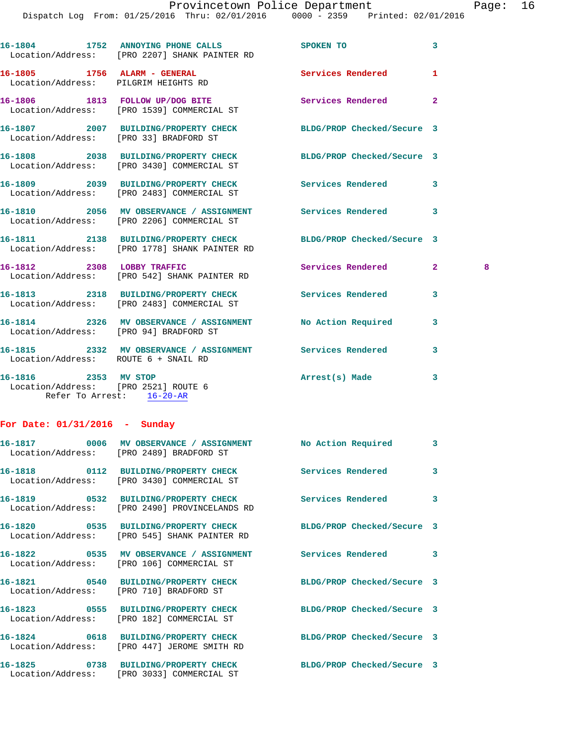16-1804 1752 ANNOYING PHONE CALLS SPOKEN TO 3
Location/Address: [PRO 2207] SHANK PAINTER RD

16-1805 1756 ALARM - GENERAL Services Rendered 1
Location/Address: PILGRIM HEIGHTS RD

16-1806 1813 FOLLOW UP/DOG BITE Services Rendered 2
Location/Address: [PRO 1539] COMMERCIAL ST

16-1807 2007 BUILDING/PROPERTY CHECK BLDG/PROP Checked/Secure 3
Location/Address: [PRO 33] BRADFORD ST

16-1808 2038 BUILDING/PROPERTY CHECK BLDG/PROP Checked/Secure 3
Location/Address: [PRO 3430] COMMERCIAL ST

16-1809 2039 BUILDING/PROPERTY CHECK Services Rendered 3
Location/Address: [PRO 2483] COMMERCIAL ST

16-1810 2056 MV OBSERVANCE / ASSIGNMENT Services Rendered 3
Location/Address: [PRO 2206] COMMERCIAL ST

16-1811 2138 BUILDING/PROPERTY CHECK BLDG/PROP Checked/Secure 3
Location/Address: [PRO 1778] SHANK PAINTER RD

16-1812 2308 LOBBY TRAFFIC Services Rendered 2 8
Location/Address: [PRO 542] SHANK PAINTER RD

16-1813 2318 BUILDING/PROPERTY CHECK Services Rendered 3
Location/Address: [PRO 2483] COMMERCIAL ST

16-1814 2326 MV OBSERVANCE / ASSIGNMENT No Action Required 3
Location/Address: [PRO 94] BRADFORD ST

16-1815 2332 MV OBSERVANCE / ASSIGNMENT Services Rendered 3
Location/Address: ROUTE 6 + SNAIL RD

16-1816 2353 MV STOP Arrest(s) Made 3
Location/Address: [PRO 2521] ROUTE 6
Refer To Arrest: 16-20-AR

## For Date: 01/31/2016 - Sunday

16-1817 0006 MV OBSERVANCE / ASSIGNMENT No Action Required 3
Location/Address: [PRO 2489] BRADFORD ST

16-1818 0112 BUILDING/PROPERTY CHECK Services Rendered 3
Location/Address: [PRO 3430] COMMERCIAL ST

16-1819 0532 BUILDING/PROPERTY CHECK Services Rendered 3
Location/Address: [PRO 2490] PROVINCELANDS RD

16-1820 0535 BUILDING/PROPERTY CHECK BLDG/PROP Checked/Secure 3
Location/Address: [PRO 545] SHANK PAINTER RD

16-1822 0535 MV OBSERVANCE / ASSIGNMENT Services Rendered 3
Location/Address: [PRO 106] COMMERCIAL ST

16-1821 0540 BUILDING/PROPERTY CHECK BLDG/PROP Checked/Secure 3
Location/Address: [PRO 710] BRADFORD ST

16-1823 0555 BUILDING/PROPERTY CHECK BLDG/PROP Checked/Secure 3
Location/Address: [PRO 182] COMMERCIAL ST

16-1824 0618 BUILDING/PROPERTY CHECK BLDG/PROP Checked/Secure 3
Location/Address: [PRO 447] JEROME SMITH RD

16-1825 0738 BUILDING/PROPERTY CHECK BLDG/PROP Checked/Secure 3
Location/Address: [PRO 3033] COMMERCIAL ST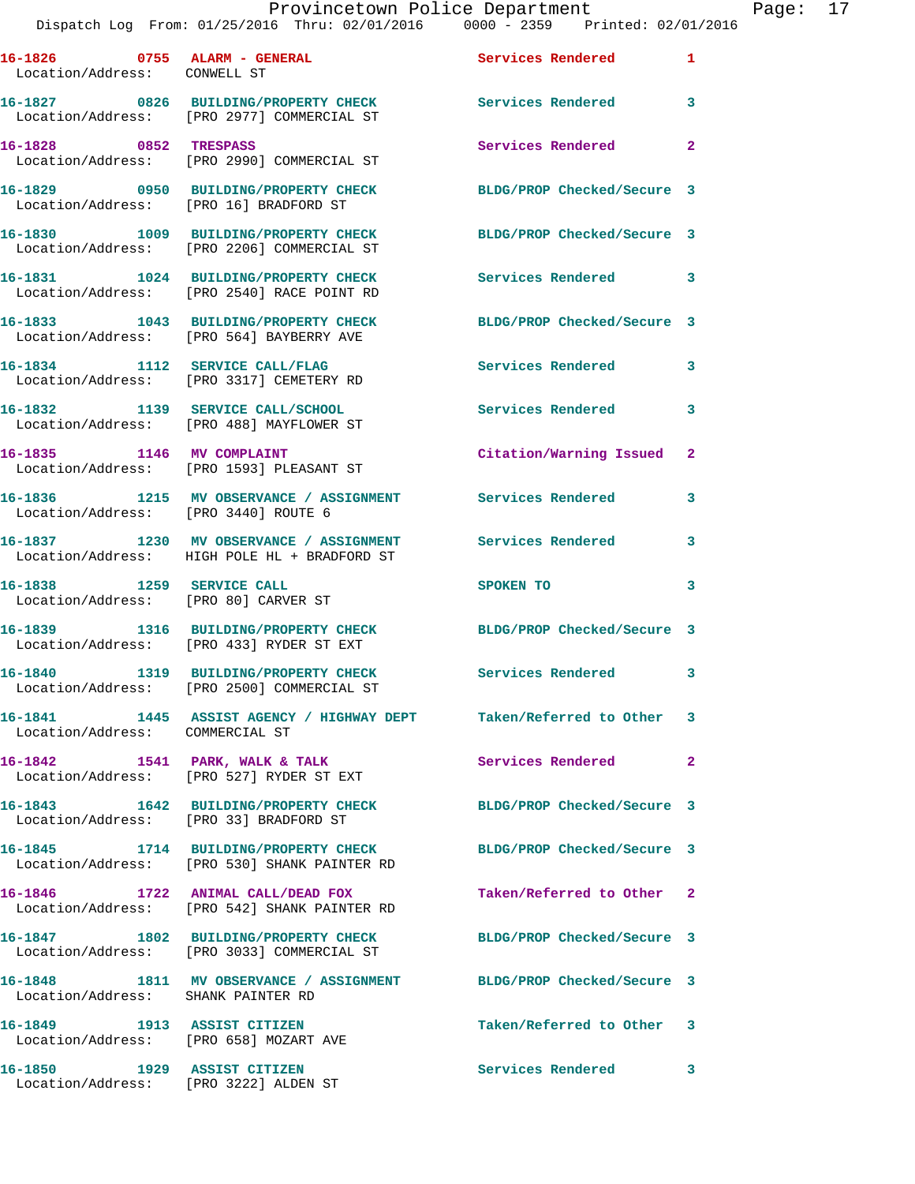16-1826 0755 ALARM - GENERAL Services Rendered 1
Location/Address: CONWELL ST

16-1827 0826 BUILDING/PROPERTY CHECK Services Rendered 3
Location/Address: [PRO 2977] COMMERCIAL ST

16-1828 0852 TRESPASS Services Rendered 2
Location/Address: [PRO 2990] COMMERCIAL ST

16-1829 0950 BUILDING/PROPERTY CHECK BLDG/PROP Checked/Secure 3
Location/Address: [PRO 16] BRADFORD ST

16-1830 1009 BUILDING/PROPERTY CHECK BLDG/PROP Checked/Secure 3
Location/Address: [PRO 2206] COMMERCIAL ST

16-1831 1024 BUILDING/PROPERTY CHECK Services Rendered 3
Location/Address: [PRO 2540] RACE POINT RD

16-1833 1043 BUILDING/PROPERTY CHECK BLDG/PROP Checked/Secure 3
Location/Address: [PRO 564] BAYBERRY AVE

16-1834 1112 SERVICE CALL/FLAG Services Rendered 3
Location/Address: [PRO 3317] CEMETERY RD

16-1832 1139 SERVICE CALL/SCHOOL Services Rendered 3
Location/Address: [PRO 488] MAYFLOWER ST

16-1835 1146 MV COMPLAINT Citation/Warning Issued 2
Location/Address: [PRO 1593] PLEASANT ST

16-1836 1215 MV OBSERVANCE / ASSIGNMENT Services Rendered 3
Location/Address: [PRO 3440] ROUTE 6

16-1837 1230 MV OBSERVANCE / ASSIGNMENT Services Rendered 3
Location/Address: HIGH POLE HL + BRADFORD ST

16-1838 1259 SERVICE CALL SPOKEN TO 3
Location/Address: [PRO 80] CARVER ST

16-1839 1316 BUILDING/PROPERTY CHECK BLDG/PROP Checked/Secure 3
Location/Address: [PRO 433] RYDER ST EXT

16-1840 1319 BUILDING/PROPERTY CHECK Services Rendered 3
Location/Address: [PRO 2500] COMMERCIAL ST

16-1841 1445 ASSIST AGENCY / HIGHWAY DEPT Taken/Referred to Other 3
Location/Address: COMMERCIAL ST

16-1842 1541 PARK, WALK & TALK Services Rendered 2
Location/Address: [PRO 527] RYDER ST EXT

16-1843 1642 BUILDING/PROPERTY CHECK BLDG/PROP Checked/Secure 3
Location/Address: [PRO 33] BRADFORD ST

16-1845 1714 BUILDING/PROPERTY CHECK BLDG/PROP Checked/Secure 3
Location/Address: [PRO 530] SHANK PAINTER RD

16-1846 1722 ANIMAL CALL/DEAD FOX Taken/Referred to Other 2
Location/Address: [PRO 542] SHANK PAINTER RD

16-1847 1802 BUILDING/PROPERTY CHECK BLDG/PROP Checked/Secure 3
Location/Address: [PRO 3033] COMMERCIAL ST

16-1848 1811 MV OBSERVANCE / ASSIGNMENT BLDG/PROP Checked/Secure 3
Location/Address: SHANK PAINTER RD

16-1849 1913 ASSIST CITIZEN Taken/Referred to Other 3
Location/Address: [PRO 658] MOZART AVE

16-1850 1929 ASSIST CITIZEN Services Rendered 3
Location/Address: [PRO 3222] ALDEN ST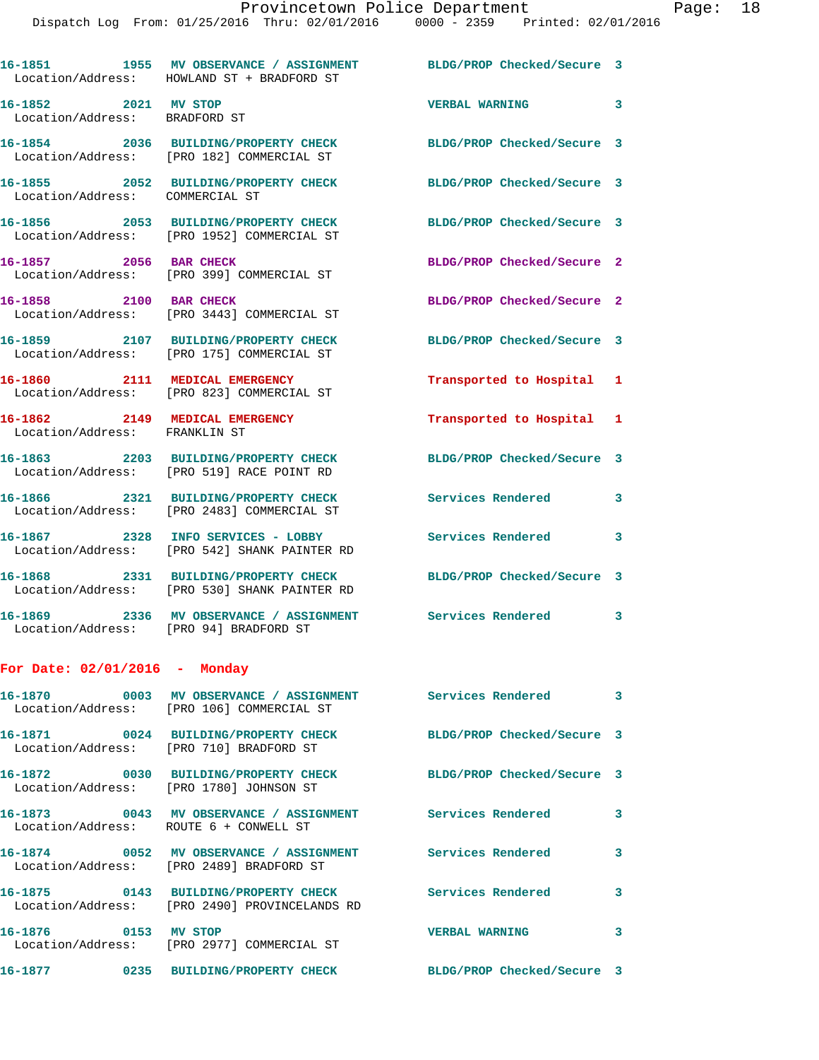16-1851 1955 MV OBSERVANCE / ASSIGNMENT BLDG/PROP Checked/Secure 3
Location/Address: HOWLAND ST + BRADFORD ST

16-1852 2021 MV STOP VERBAL WARNING 3
Location/Address: BRADFORD ST

16-1854 2036 BUILDING/PROPERTY CHECK BLDG/PROP Checked/Secure 3
Location/Address: [PRO 182] COMMERCIAL ST

16-1855 2052 BUILDING/PROPERTY CHECK BLDG/PROP Checked/Secure 3
Location/Address: COMMERCIAL ST

16-1856 2053 BUILDING/PROPERTY CHECK BLDG/PROP Checked/Secure 3
Location/Address: [PRO 1952] COMMERCIAL ST

16-1857 2056 BAR CHECK BLDG/PROP Checked/Secure 2
Location/Address: [PRO 399] COMMERCIAL ST

16-1858 2100 BAR CHECK BLDG/PROP Checked/Secure 2
Location/Address: [PRO 3443] COMMERCIAL ST

16-1859 2107 BUILDING/PROPERTY CHECK BLDG/PROP Checked/Secure 3
Location/Address: [PRO 175] COMMERCIAL ST

16-1860 2111 MEDICAL EMERGENCY Transported to Hospital 1
Location/Address: [PRO 823] COMMERCIAL ST

16-1862 2149 MEDICAL EMERGENCY Transported to Hospital 1
Location/Address: FRANKLIN ST

16-1863 2203 BUILDING/PROPERTY CHECK BLDG/PROP Checked/Secure 3
Location/Address: [PRO 519] RACE POINT RD

16-1866 2321 BUILDING/PROPERTY CHECK Services Rendered 3
Location/Address: [PRO 2483] COMMERCIAL ST

16-1867 2328 INFO SERVICES - LOBBY Services Rendered 3
Location/Address: [PRO 542] SHANK PAINTER RD

16-1868 2331 BUILDING/PROPERTY CHECK BLDG/PROP Checked/Secure 3
Location/Address: [PRO 530] SHANK PAINTER RD

16-1869 2336 MV OBSERVANCE / ASSIGNMENT Services Rendered 3
Location/Address: [PRO 94] BRADFORD ST

## For Date: 02/01/2016 - Monday

16-1870 0003 MV OBSERVANCE / ASSIGNMENT Services Rendered 3
Location/Address: [PRO 106] COMMERCIAL ST

16-1871 0024 BUILDING/PROPERTY CHECK BLDG/PROP Checked/Secure 3
Location/Address: [PRO 710] BRADFORD ST

16-1872 0030 BUILDING/PROPERTY CHECK BLDG/PROP Checked/Secure 3
Location/Address: [PRO 1780] JOHNSON ST

16-1873 0043 MV OBSERVANCE / ASSIGNMENT Services Rendered 3
Location/Address: ROUTE 6 + CONWELL ST

16-1874 0052 MV OBSERVANCE / ASSIGNMENT Services Rendered 3
Location/Address: [PRO 2489] BRADFORD ST

16-1875 0143 BUILDING/PROPERTY CHECK Services Rendered 3
Location/Address: [PRO 2490] PROVINCELANDS RD

16-1876 0153 MV STOP VERBAL WARNING 3
Location/Address: [PRO 2977] COMMERCIAL ST

16-1877 0235 BUILDING/PROPERTY CHECK BLDG/PROP Checked/Secure 3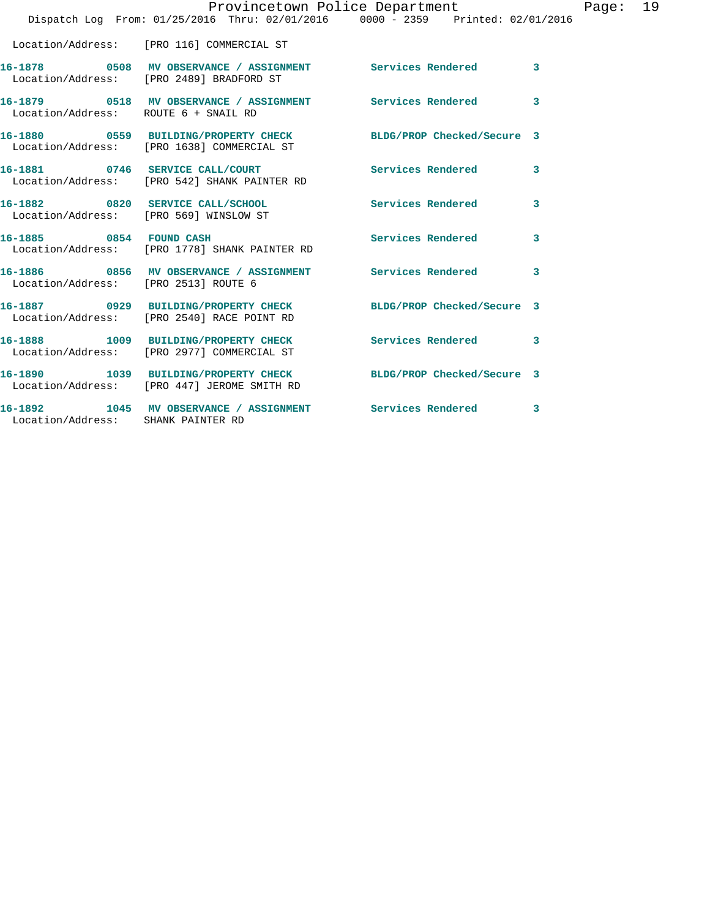Location/Address: [PRO 116] COMMERCIAL ST

**16-1878 0508 MV OBSERVANCE / ASSIGNMENT Services Rendered 3**
Location/Address: [PRO 2489] BRADFORD ST

**16-1879 0518 MV OBSERVANCE / ASSIGNMENT Services Rendered 3**
Location/Address: ROUTE 6 + SNAIL RD

**16-1880 0559 BUILDING/PROPERTY CHECK BLDG/PROP Checked/Secure 3**
Location/Address: [PRO 1638] COMMERCIAL ST

**16-1881 0746 SERVICE CALL/COURT Services Rendered 3**
Location/Address: [PRO 542] SHANK PAINTER RD

**16-1882 0820 SERVICE CALL/SCHOOL Services Rendered 3**
Location/Address: [PRO 569] WINSLOW ST

**16-1885 0854 FOUND CASH Services Rendered 3**
Location/Address: [PRO 1778] SHANK PAINTER RD

**16-1886 0856 MV OBSERVANCE / ASSIGNMENT Services Rendered 3**
Location/Address: [PRO 2513] ROUTE 6

**16-1887 0929 BUILDING/PROPERTY CHECK BLDG/PROP Checked/Secure 3**
Location/Address: [PRO 2540] RACE POINT RD

**16-1888 1009 BUILDING/PROPERTY CHECK Services Rendered 3**
Location/Address: [PRO 2977] COMMERCIAL ST

**16-1890 1039 BUILDING/PROPERTY CHECK BLDG/PROP Checked/Secure 3**
Location/Address: [PRO 447] JEROME SMITH RD

**16-1892 1045 MV OBSERVANCE / ASSIGNMENT Services Rendered 3**
Location/Address: SHANK PAINTER RD